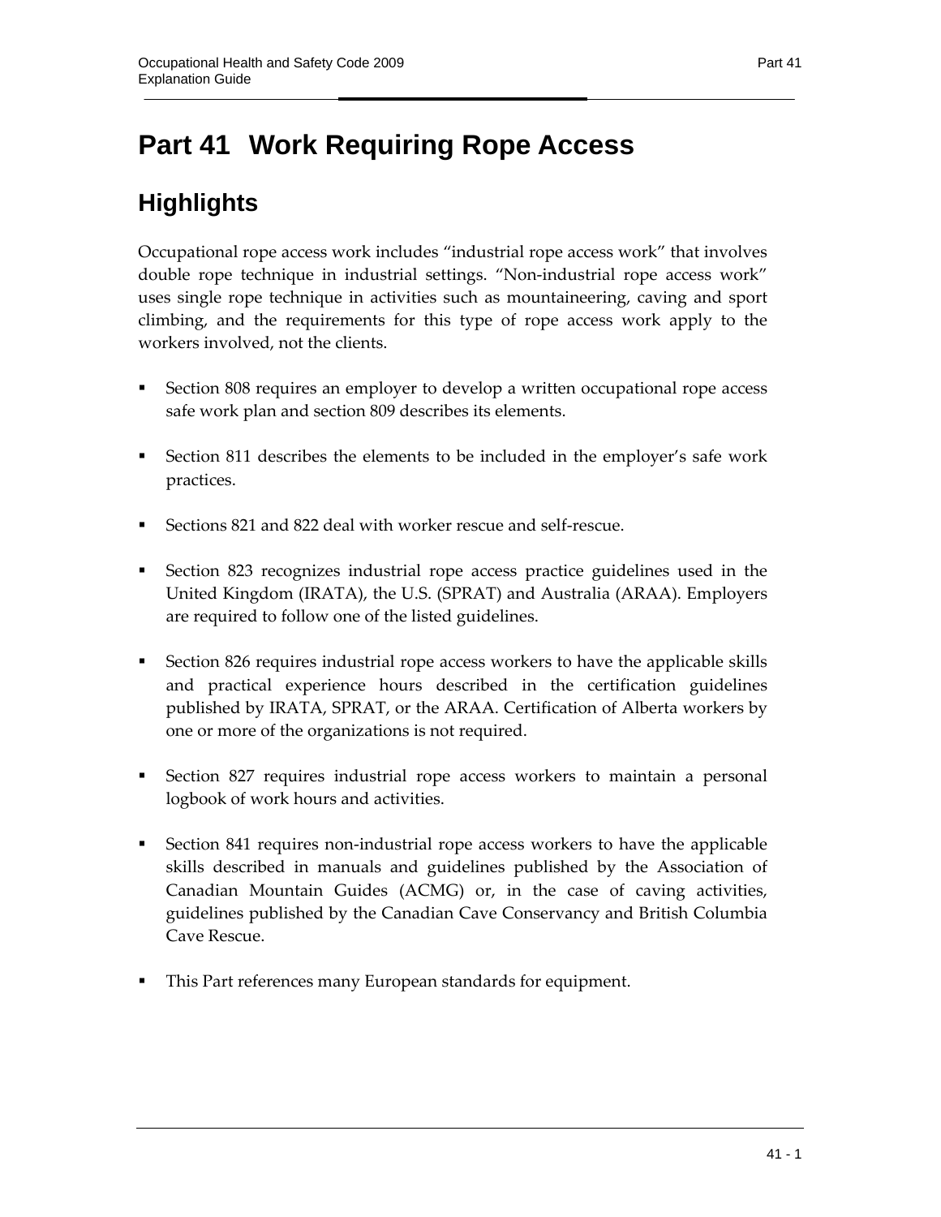# Part 41 Work Requiring Rope Access

## Highlights

Occupational rope access work includes "industrial rope access work" that involves double rope technique in industrial settings. "Non-industrial rope access work" uses single rope technique in activities such as mountaineering, caving and sport climbing, and the requirements for this type of rope access work apply to the workers involved, not the clients.

- Section 808 requires an employer to develop a written occupational rope access safe work plan and section 809 describes its elements.
- Section 811 describes the elements to be included in the employer's safe work practices.
- Sections 821 and 822 deal with worker rescue and self-rescue.
- Section 823 recognizes industrial rope access practice guidelines used in the United Kingdom (IRATA), the U.S. (SPRAT) and Australia (ARAA). Employers are required to follow one of the listed guidelines.
- Section 826 requires industrial rope access workers to have the applicable skills and practical experience hours described in the certification guidelines published by IRATA, SPRAT, or the ARAA. Certification of Alberta workers by one or more of the organizations is not required.
- Section 827 requires industrial rope access workers to maintain a personal logbook of work hours and activities.
- Section 841 requires non-industrial rope access workers to have the applicable skills described in manuals and guidelines published by the Association of Canadian Mountain Guides (ACMG) or, in the case of caving activities, guidelines published by the Canadian Cave Conservancy and British Columbia Cave Rescue.
- This Part references many European standards for equipment.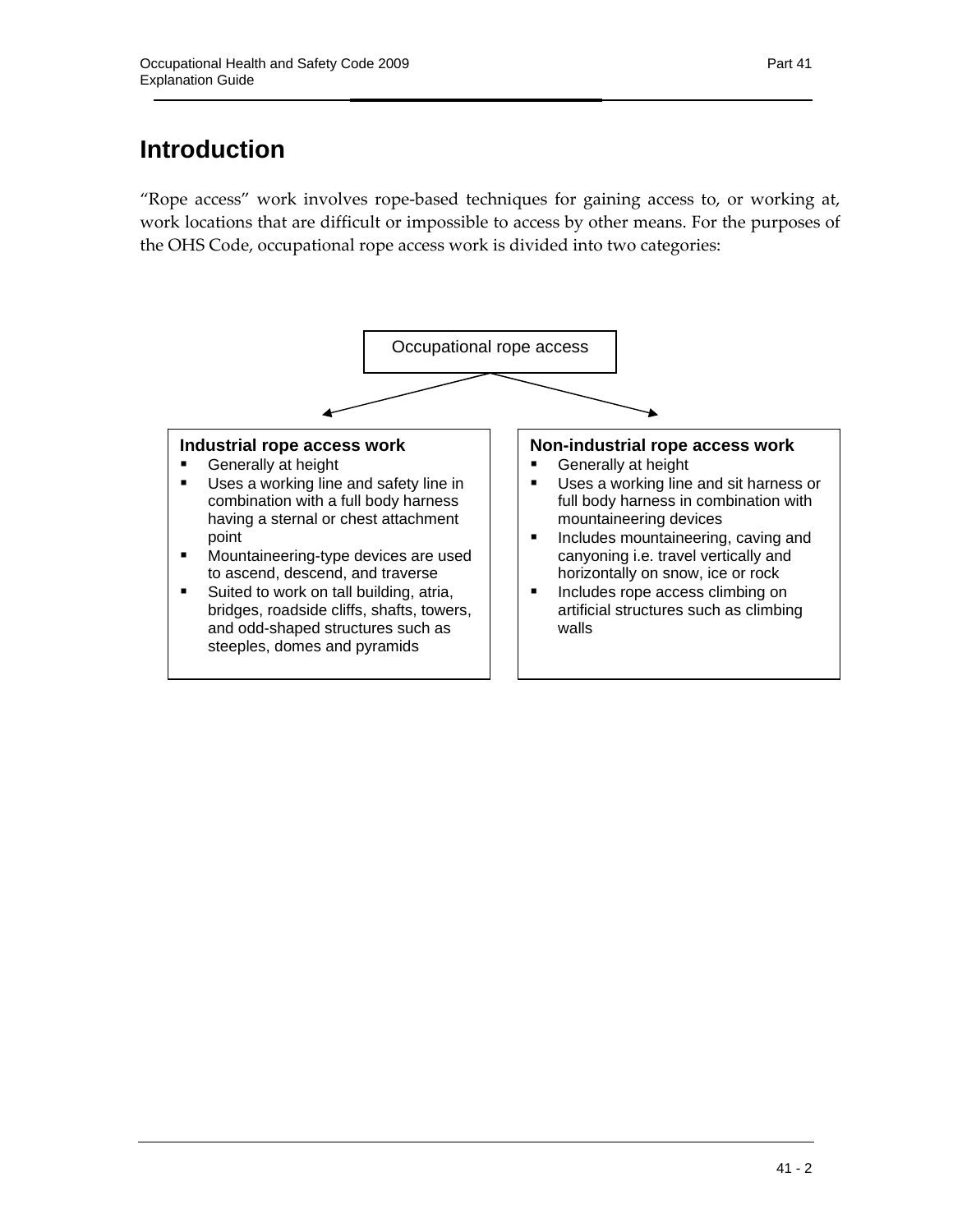# Introduction

"Rope access" work involves rope-based techniques for gaining access to, or working at, work locations that are difficult or impossible to access by other means. For the purposes of the OHS Code, occupational rope access work is divided into two categories:

Occupational rope access

**Industrial rope access work**

- Generally at height
- Uses a working line and safety line in combination with a full body harness having a sternal or chest attachment point
- Mountaineering-type devices are used to ascend, descend, and traverse
- Suited to work on tall building, atria, bridges, roadside cliffs, shafts, towers, and odd-shaped structures such as steeples, domes and pyramids

**Non-industrial rope access work**

- Generally at height
- Uses a working line and sit harness or full body harness in combination with mountaineering devices
- Includes mountaineering, caving and canyoning i.e. travel vertically and horizontally on snow, ice or rock
- Includes rope access climbing on artificial structures such as climbing walls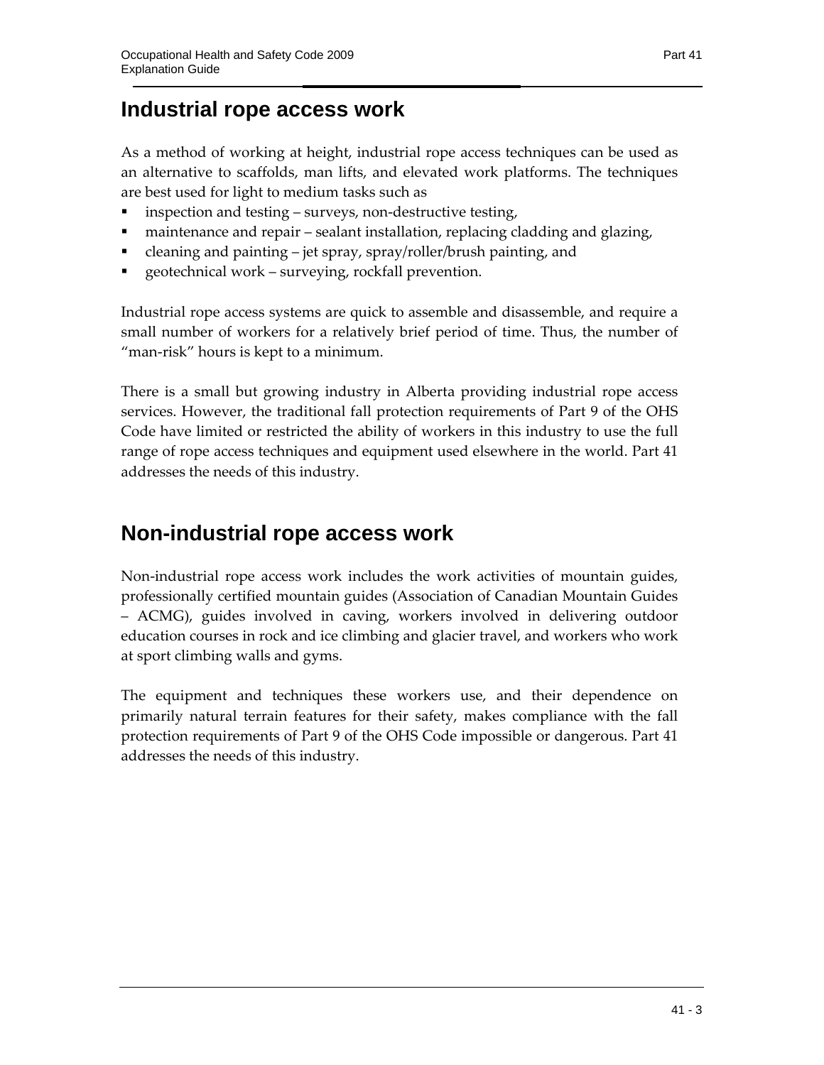## Industrial rope access work

As a method of working at height, industrial rope access techniques can be used as an alternative to scaffolds, man lifts, and elevated work platforms. The techniques are best used for light to medium tasks such as

- inspection and testing – surveys, non-destructive testing,
- maintenance and repair – sealant installation, replacing cladding and glazing,
- cleaning and painting – jet spray, spray/roller/brush painting, and
- geotechnical work – surveying, rockfall prevention.

Industrial rope access systems are quick to assemble and disassemble, and require a small number of workers for a relatively brief period of time. Thus, the number of "man-risk" hours is kept to a minimum.

There is a small but growing industry in Alberta providing industrial rope access services. However, the traditional fall protection requirements of Part 9 of the OHS Code have limited or restricted the ability of workers in this industry to use the full range of rope access techniques and equipment used elsewhere in the world. Part 41 addresses the needs of this industry.

## Non-industrial rope access work

Non-industrial rope access work includes the work activities of mountain guides, professionally certified mountain guides (Association of Canadian Mountain Guides – ACMG), guides involved in caving, workers involved in delivering outdoor education courses in rock and ice climbing and glacier travel, and workers who work at sport climbing walls and gyms.

The equipment and techniques these workers use, and their dependence on primarily natural terrain features for their safety, makes compliance with the fall protection requirements of Part 9 of the OHS Code impossible or dangerous. Part 41 addresses the needs of this industry.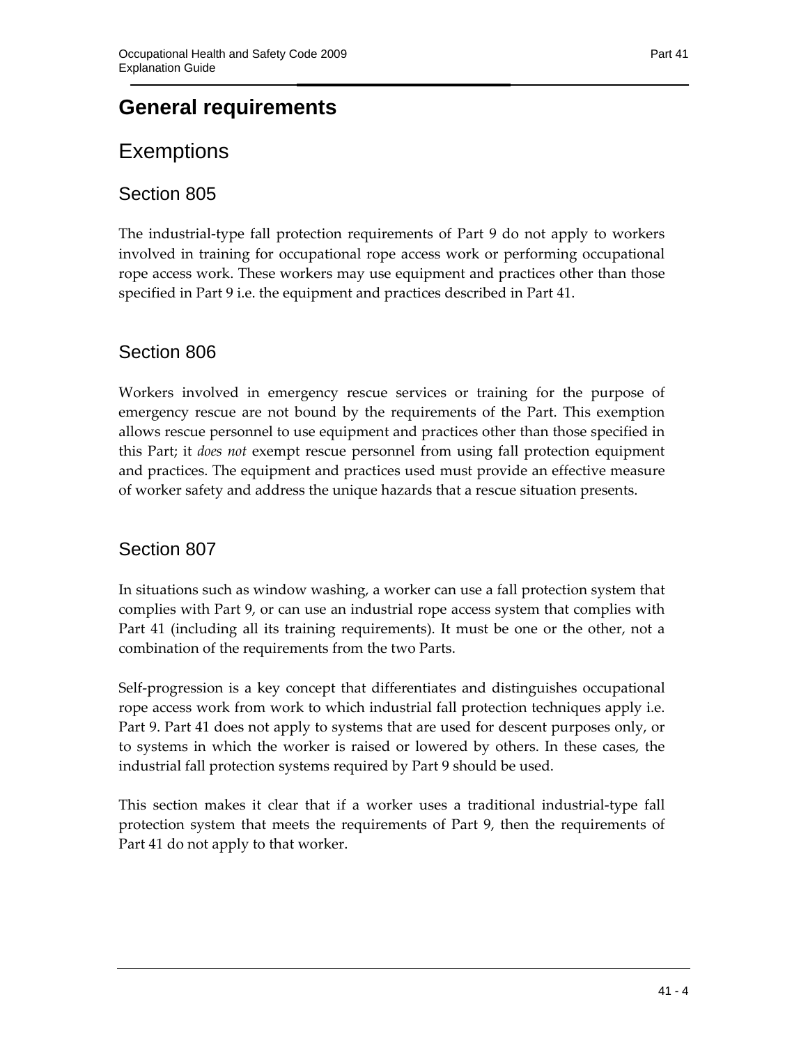# General requirements

## Exemptions

### Section 805

The industrial-type fall protection requirements of Part 9 do not apply to workers involved in training for occupational rope access work or performing occupational rope access work. These workers may use equipment and practices other than those specified in Part 9 i.e. the equipment and practices described in Part 41.

### Section 806

Workers involved in emergency rescue services or training for the purpose of emergency rescue are not bound by the requirements of the Part. This exemption allows rescue personnel to use equipment and practices other than those specified in this Part; it *does not* exempt rescue personnel from using fall protection equipment and practices. The equipment and practices used must provide an effective measure of worker safety and address the unique hazards that a rescue situation presents.

### Section 807

In situations such as window washing, a worker can use a fall protection system that complies with Part 9, or can use an industrial rope access system that complies with Part 41 (including all its training requirements). It must be one or the other, not a combination of the requirements from the two Parts.

Self-progression is a key concept that differentiates and distinguishes occupational rope access work from work to which industrial fall protection techniques apply i.e. Part 9. Part 41 does not apply to systems that are used for descent purposes only, or to systems in which the worker is raised or lowered by others. In these cases, the industrial fall protection systems required by Part 9 should be used.

This section makes it clear that if a worker uses a traditional industrial-type fall protection system that meets the requirements of Part 9, then the requirements of Part 41 do not apply to that worker.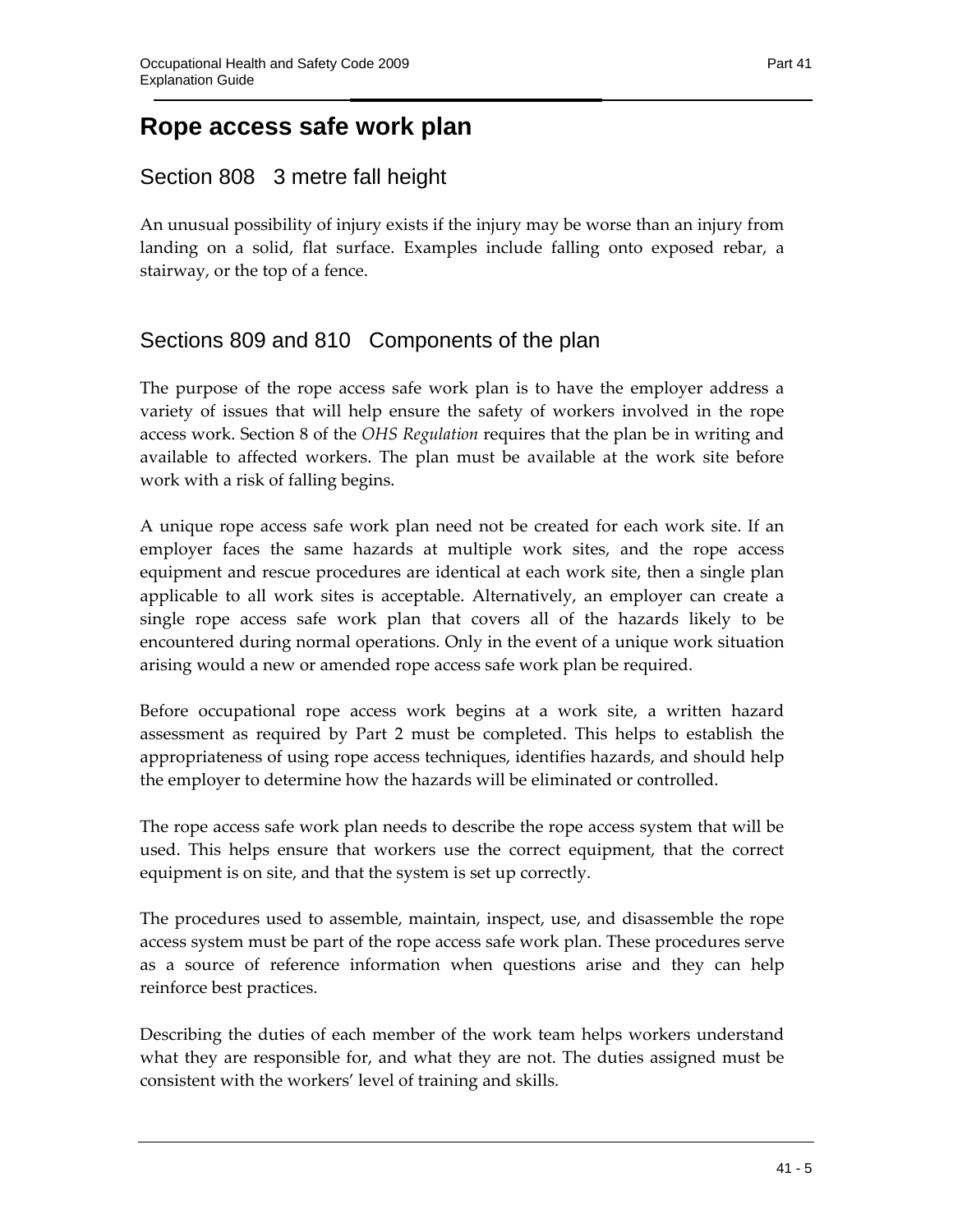# Rope access safe work plan

## Section 808 3 metre fall height

An unusual possibility of injury exists if the injury may be worse than an injury from landing on a solid, flat surface. Examples include falling onto exposed rebar, a stairway, or the top of a fence.

## Sections 809 and 810 Components of the plan

The purpose of the rope access safe work plan is to have the employer address a variety of issues that will help ensure the safety of workers involved in the rope access work. Section 8 of the *OHS Regulation* requires that the plan be in writing and available to affected workers. The plan must be available at the work site before work with a risk of falling begins.

A unique rope access safe work plan need not be created for each work site. If an employer faces the same hazards at multiple work sites, and the rope access equipment and rescue procedures are identical at each work site, then a single plan applicable to all work sites is acceptable. Alternatively, an employer can create a single rope access safe work plan that covers all of the hazards likely to be encountered during normal operations. Only in the event of a unique work situation arising would a new or amended rope access safe work plan be required.

Before occupational rope access work begins at a work site, a written hazard assessment as required by Part 2 must be completed. This helps to establish the appropriateness of using rope access techniques, identifies hazards, and should help the employer to determine how the hazards will be eliminated or controlled.

The rope access safe work plan needs to describe the rope access system that will be used. This helps ensure that workers use the correct equipment, that the correct equipment is on site, and that the system is set up correctly.

The procedures used to assemble, maintain, inspect, use, and disassemble the rope access system must be part of the rope access safe work plan. These procedures serve as a source of reference information when questions arise and they can help reinforce best practices.

Describing the duties of each member of the work team helps workers understand what they are responsible for, and what they are not. The duties assigned must be consistent with the workers' level of training and skills.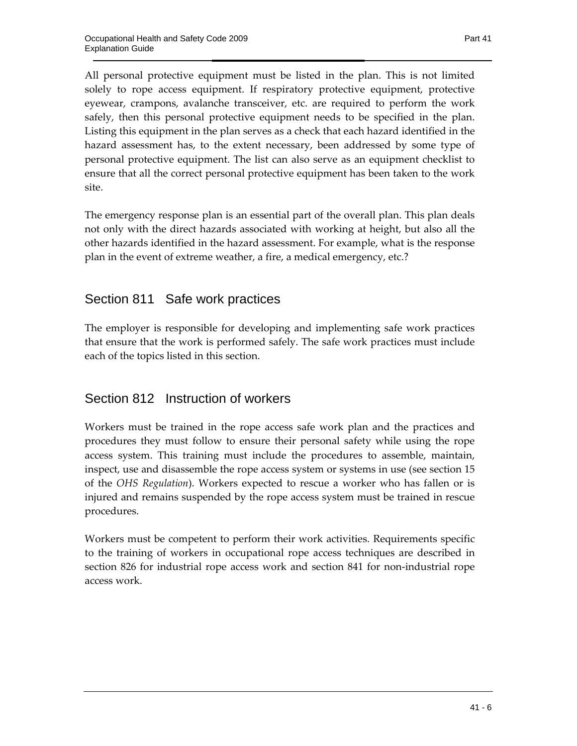All personal protective equipment must be listed in the plan. This is not limited solely to rope access equipment. If respiratory protective equipment, protective eyewear, crampons, avalanche transceiver, etc. are required to perform the work safely, then this personal protective equipment needs to be specified in the plan. Listing this equipment in the plan serves as a check that each hazard identified in the hazard assessment has, to the extent necessary, been addressed by some type of personal protective equipment. The list can also serve as an equipment checklist to ensure that all the correct personal protective equipment has been taken to the work site.

The emergency response plan is an essential part of the overall plan. This plan deals not only with the direct hazards associated with working at height, but also all the other hazards identified in the hazard assessment. For example, what is the response plan in the event of extreme weather, a fire, a medical emergency, etc.?

## Section 811 Safe work practices

The employer is responsible for developing and implementing safe work practices that ensure that the work is performed safely. The safe work practices must include each of the topics listed in this section.

## Section 812 Instruction of workers

Workers must be trained in the rope access safe work plan and the practices and procedures they must follow to ensure their personal safety while using the rope access system. This training must include the procedures to assemble, maintain, inspect, use and disassemble the rope access system or systems in use (see section 15 of the *OHS Regulation*). Workers expected to rescue a worker who has fallen or is injured and remains suspended by the rope access system must be trained in rescue procedures.

Workers must be competent to perform their work activities. Requirements specific to the training of workers in occupational rope access techniques are described in section 826 for industrial rope access work and section 841 for non-industrial rope access work.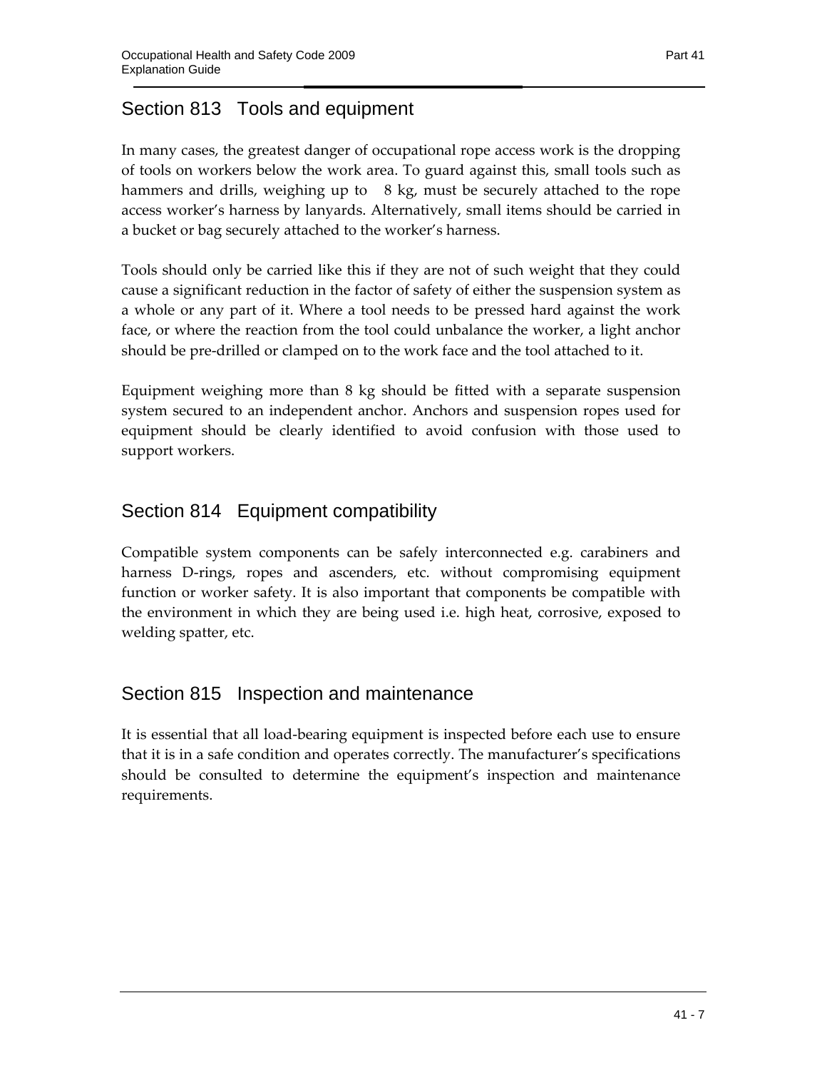## Section 813 Tools and equipment

In many cases, the greatest danger of occupational rope access work is the dropping of tools on workers below the work area. To guard against this, small tools such as hammers and drills, weighing up to 8 kg, must be securely attached to the rope access worker's harness by lanyards. Alternatively, small items should be carried in a bucket or bag securely attached to the worker's harness.

Tools should only be carried like this if they are not of such weight that they could cause a significant reduction in the factor of safety of either the suspension system as a whole or any part of it. Where a tool needs to be pressed hard against the work face, or where the reaction from the tool could unbalance the worker, a light anchor should be pre-drilled or clamped on to the work face and the tool attached to it.

Equipment weighing more than 8 kg should be fitted with a separate suspension system secured to an independent anchor. Anchors and suspension ropes used for equipment should be clearly identified to avoid confusion with those used to support workers.

## Section 814 Equipment compatibility

Compatible system components can be safely interconnected e.g. carabiners and harness D-rings, ropes and ascenders, etc. without compromising equipment function or worker safety. It is also important that components be compatible with the environment in which they are being used i.e. high heat, corrosive, exposed to welding spatter, etc.

## Section 815 Inspection and maintenance

It is essential that all load-bearing equipment is inspected before each use to ensure that it is in a safe condition and operates correctly. The manufacturer's specifications should be consulted to determine the equipment's inspection and maintenance requirements.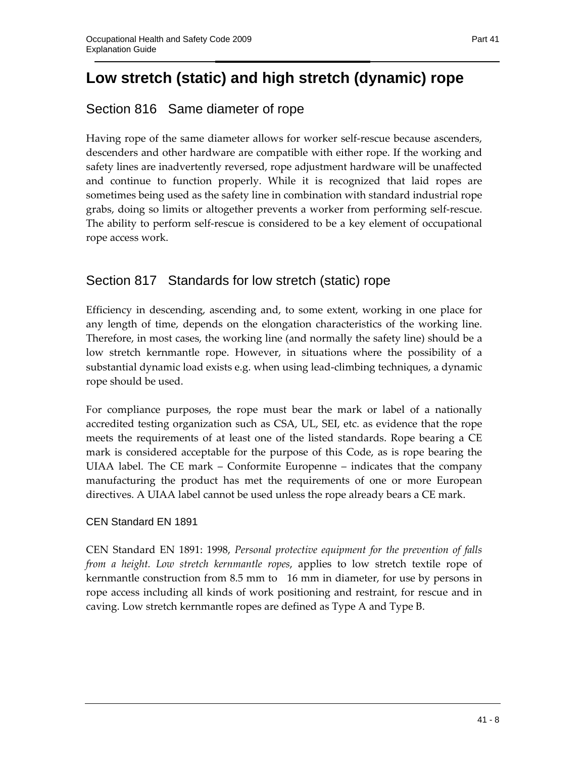# Low stretch (static) and high stretch (dynamic) rope

## Section 816 Same diameter of rope

Having rope of the same diameter allows for worker self-rescue because ascenders, descenders and other hardware are compatible with either rope. If the working and safety lines are inadvertently reversed, rope adjustment hardware will be unaffected and continue to function properly. While it is recognized that laid ropes are sometimes being used as the safety line in combination with standard industrial rope grabs, doing so limits or altogether prevents a worker from performing self-rescue. The ability to perform self-rescue is considered to be a key element of occupational rope access work.

## Section 817 Standards for low stretch (static) rope

Efficiency in descending, ascending and, to some extent, working in one place for any length of time, depends on the elongation characteristics of the working line. Therefore, in most cases, the working line (and normally the safety line) should be a low stretch kernmantle rope. However, in situations where the possibility of a substantial dynamic load exists e.g. when using lead-climbing techniques, a dynamic rope should be used.

For compliance purposes, the rope must bear the mark or label of a nationally accredited testing organization such as CSA, UL, SEI, etc. as evidence that the rope meets the requirements of at least one of the listed standards. Rope bearing a CE mark is considered acceptable for the purpose of this Code, as is rope bearing the UIAA label. The CE mark – Conformite Europenne – indicates that the company manufacturing the product has met the requirements of one or more European directives. A UIAA label cannot be used unless the rope already bears a CE mark.

### CEN Standard EN 1891

CEN Standard EN 1891: 1998, *Personal protective equipment for the prevention of falls from a height. Low stretch kernmantle ropes*, applies to low stretch textile rope of kernmantle construction from 8.5 mm to 16 mm in diameter, for use by persons in rope access including all kinds of work positioning and restraint, for rescue and in caving. Low stretch kernmantle ropes are defined as Type A and Type B.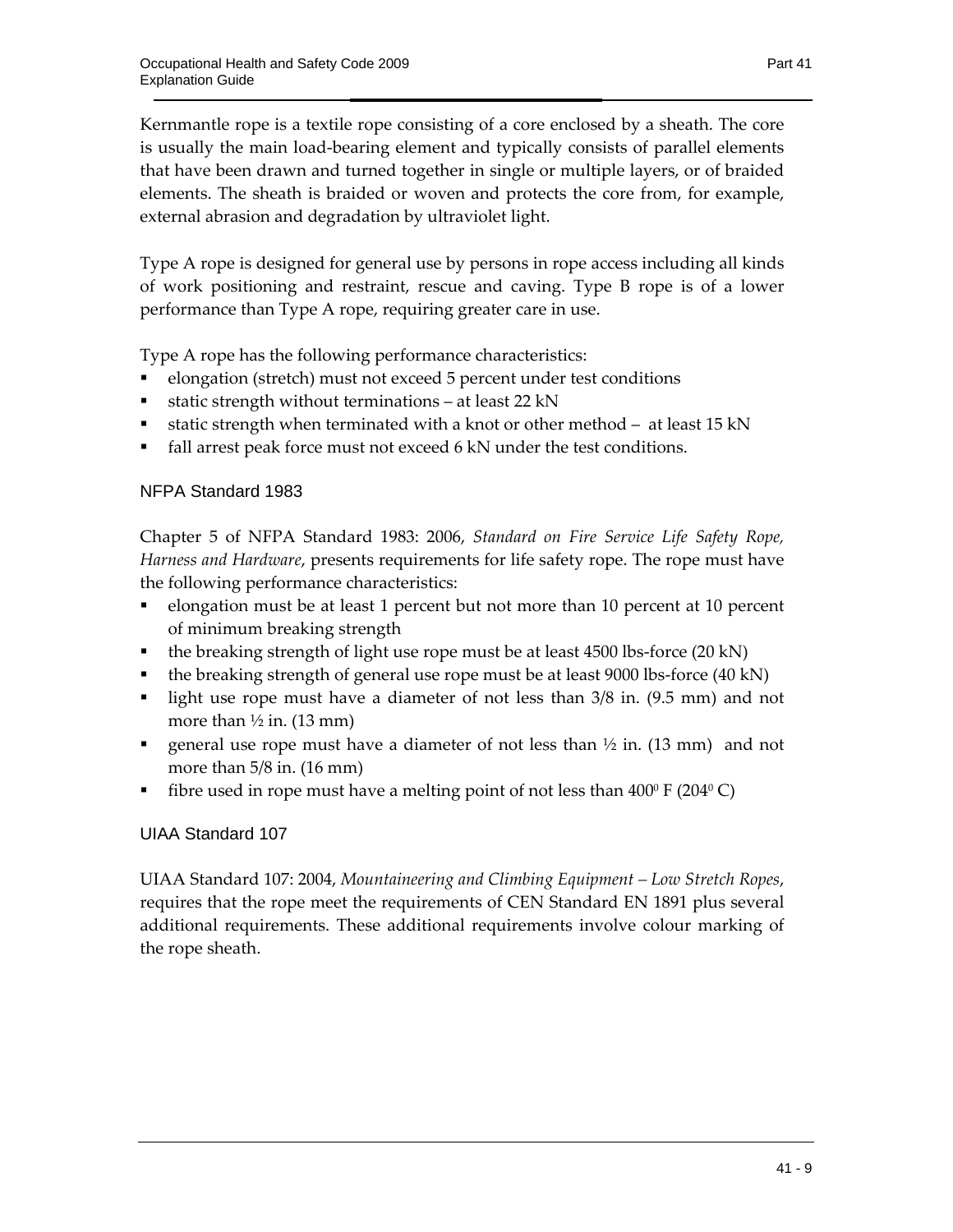Kernmantle rope is a textile rope consisting of a core enclosed by a sheath. The core is usually the main load-bearing element and typically consists of parallel elements that have been drawn and turned together in single or multiple layers, or of braided elements. The sheath is braided or woven and protects the core from, for example, external abrasion and degradation by ultraviolet light.

Type A rope is designed for general use by persons in rope access including all kinds of work positioning and restraint, rescue and caving. Type B rope is of a lower performance than Type A rope, requiring greater care in use.

Type A rope has the following performance characteristics:

- elongation (stretch) must not exceed 5 percent under test conditions
- static strength without terminations – at least 22 kN
- static strength when terminated with a knot or other method – at least 15 kN
- fall arrest peak force must not exceed 6 kN under the test conditions.

### NFPA Standard 1983

Chapter 5 of NFPA Standard 1983: 2006, *Standard on Fire Service Life Safety Rope, Harness and Hardware*, presents requirements for life safety rope. The rope must have the following performance characteristics:

- elongation must be at least 1 percent but not more than 10 percent at 10 percent of minimum breaking strength
- the breaking strength of light use rope must be at least 4500 lbs-force (20 kN)
- the breaking strength of general use rope must be at least 9000 lbs-force (40 kN)
- light use rope must have a diameter of not less than 3/8 in. (9.5 mm) and not more than ½ in. (13 mm)
- general use rope must have a diameter of not less than ½ in. (13 mm) and not more than 5/8 in. (16 mm)
- fibre used in rope must have a melting point of not less than $400^0$ F ($204^0$ C)

### UIAA Standard 107

UIAA Standard 107: 2004, *Mountaineering and Climbing Equipment – Low Stretch Ropes*, requires that the rope meet the requirements of CEN Standard EN 1891 plus several additional requirements. These additional requirements involve colour marking of the rope sheath.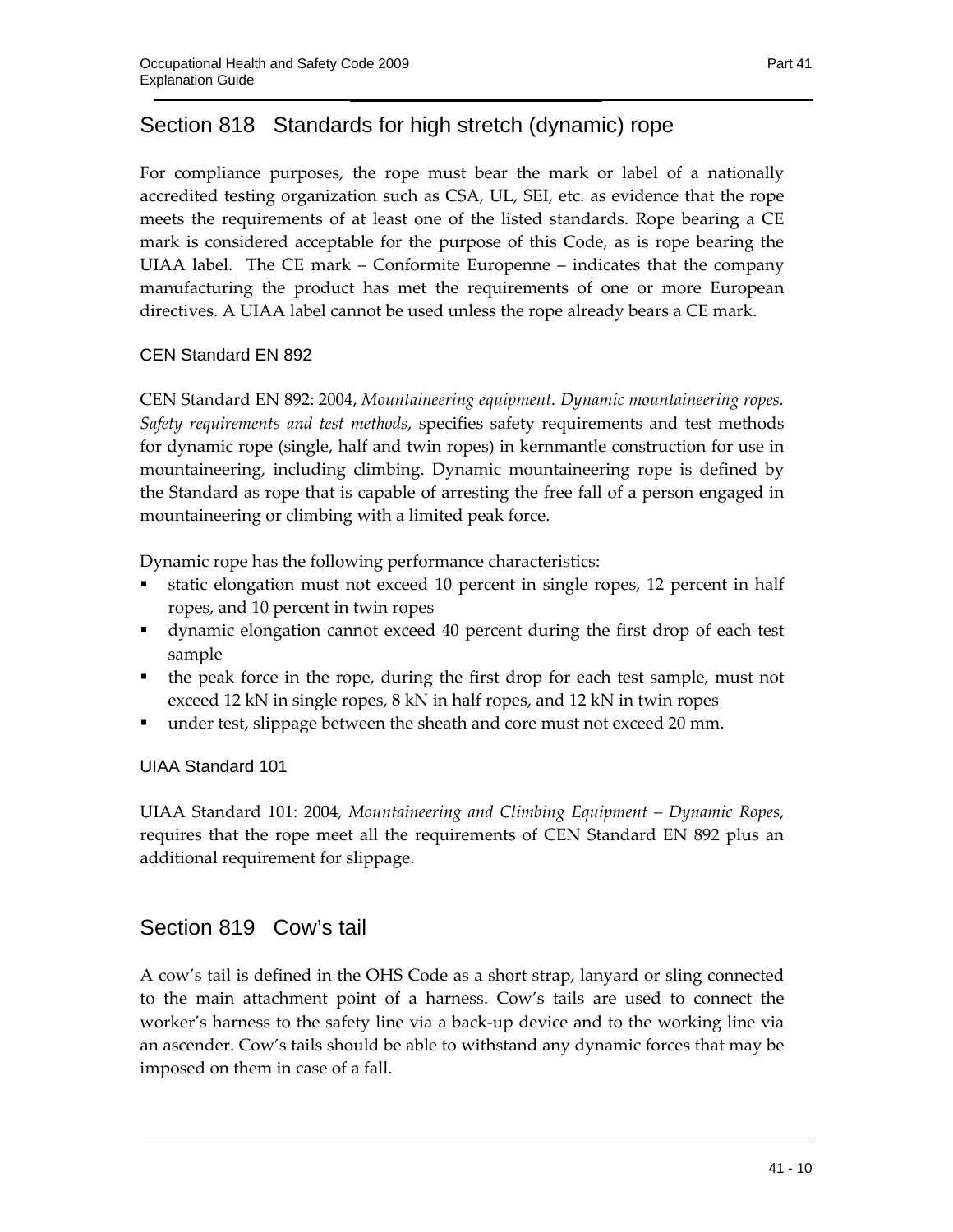## Section 818 Standards for high stretch (dynamic) rope

For compliance purposes, the rope must bear the mark or label of a nationally accredited testing organization such as CSA, UL, SEI, etc. as evidence that the rope meets the requirements of at least one of the listed standards. Rope bearing a CE mark is considered acceptable for the purpose of this Code, as is rope bearing the UIAA label. The CE mark – Conformite Europenne – indicates that the company manufacturing the product has met the requirements of one or more European directives. A UIAA label cannot be used unless the rope already bears a CE mark.

### CEN Standard EN 892

CEN Standard EN 892: 2004, *Mountaineering equipment. Dynamic mountaineering ropes. Safety requirements and test methods*, specifies safety requirements and test methods for dynamic rope (single, half and twin ropes) in kernmantle construction for use in mountaineering, including climbing. Dynamic mountaineering rope is defined by the Standard as rope that is capable of arresting the free fall of a person engaged in mountaineering or climbing with a limited peak force.

Dynamic rope has the following performance characteristics:

- static elongation must not exceed 10 percent in single ropes, 12 percent in half ropes, and 10 percent in twin ropes
- dynamic elongation cannot exceed 40 percent during the first drop of each test sample
- the peak force in the rope, during the first drop for each test sample, must not exceed 12 kN in single ropes, 8 kN in half ropes, and 12 kN in twin ropes
- under test, slippage between the sheath and core must not exceed 20 mm.

### UIAA Standard 101

UIAA Standard 101: 2004, *Mountaineering and Climbing Equipment – Dynamic Ropes*, requires that the rope meet all the requirements of CEN Standard EN 892 plus an additional requirement for slippage.

## Section 819 Cow's tail

A cow's tail is defined in the OHS Code as a short strap, lanyard or sling connected to the main attachment point of a harness. Cow's tails are used to connect the worker's harness to the safety line via a back-up device and to the working line via an ascender. Cow's tails should be able to withstand any dynamic forces that may be imposed on them in case of a fall.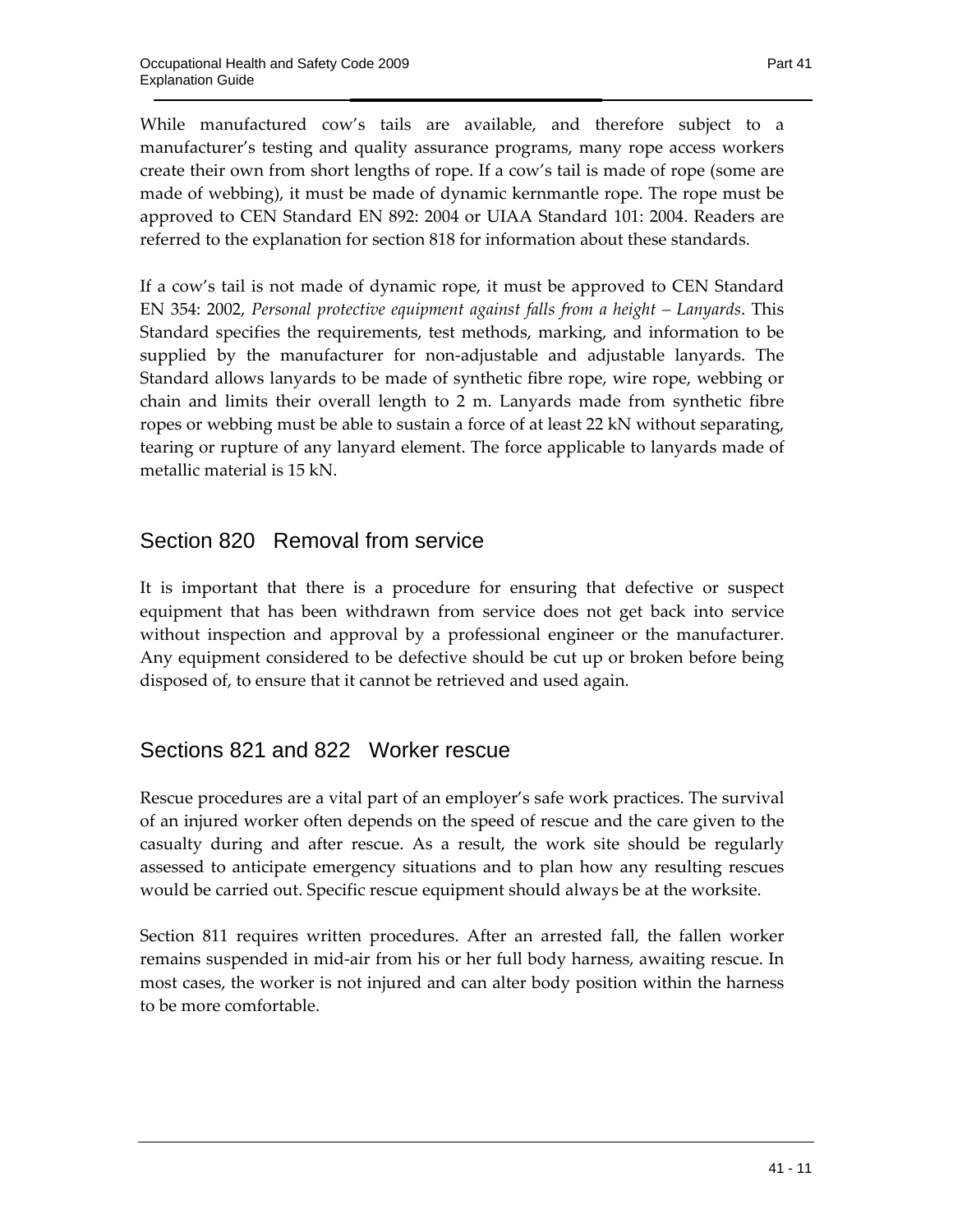While manufactured cow's tails are available, and therefore subject to a manufacturer's testing and quality assurance programs, many rope access workers create their own from short lengths of rope. If a cow's tail is made of rope (some are made of webbing), it must be made of dynamic kernmantle rope. The rope must be approved to CEN Standard EN 892: 2004 or UIAA Standard 101: 2004. Readers are referred to the explanation for section 818 for information about these standards.

If a cow's tail is not made of dynamic rope, it must be approved to CEN Standard EN 354: 2002, *Personal protective equipment against falls from a height – Lanyards*. This Standard specifies the requirements, test methods, marking, and information to be supplied by the manufacturer for non-adjustable and adjustable lanyards. The Standard allows lanyards to be made of synthetic fibre rope, wire rope, webbing or chain and limits their overall length to 2 m. Lanyards made from synthetic fibre ropes or webbing must be able to sustain a force of at least 22 kN without separating, tearing or rupture of any lanyard element. The force applicable to lanyards made of metallic material is 15 kN.

## Section 820 Removal from service

It is important that there is a procedure for ensuring that defective or suspect equipment that has been withdrawn from service does not get back into service without inspection and approval by a professional engineer or the manufacturer. Any equipment considered to be defective should be cut up or broken before being disposed of, to ensure that it cannot be retrieved and used again.

## Sections 821 and 822 Worker rescue

Rescue procedures are a vital part of an employer's safe work practices. The survival of an injured worker often depends on the speed of rescue and the care given to the casualty during and after rescue. As a result, the work site should be regularly assessed to anticipate emergency situations and to plan how any resulting rescues would be carried out. Specific rescue equipment should always be at the worksite.

Section 811 requires written procedures. After an arrested fall, the fallen worker remains suspended in mid-air from his or her full body harness, awaiting rescue. In most cases, the worker is not injured and can alter body position within the harness to be more comfortable.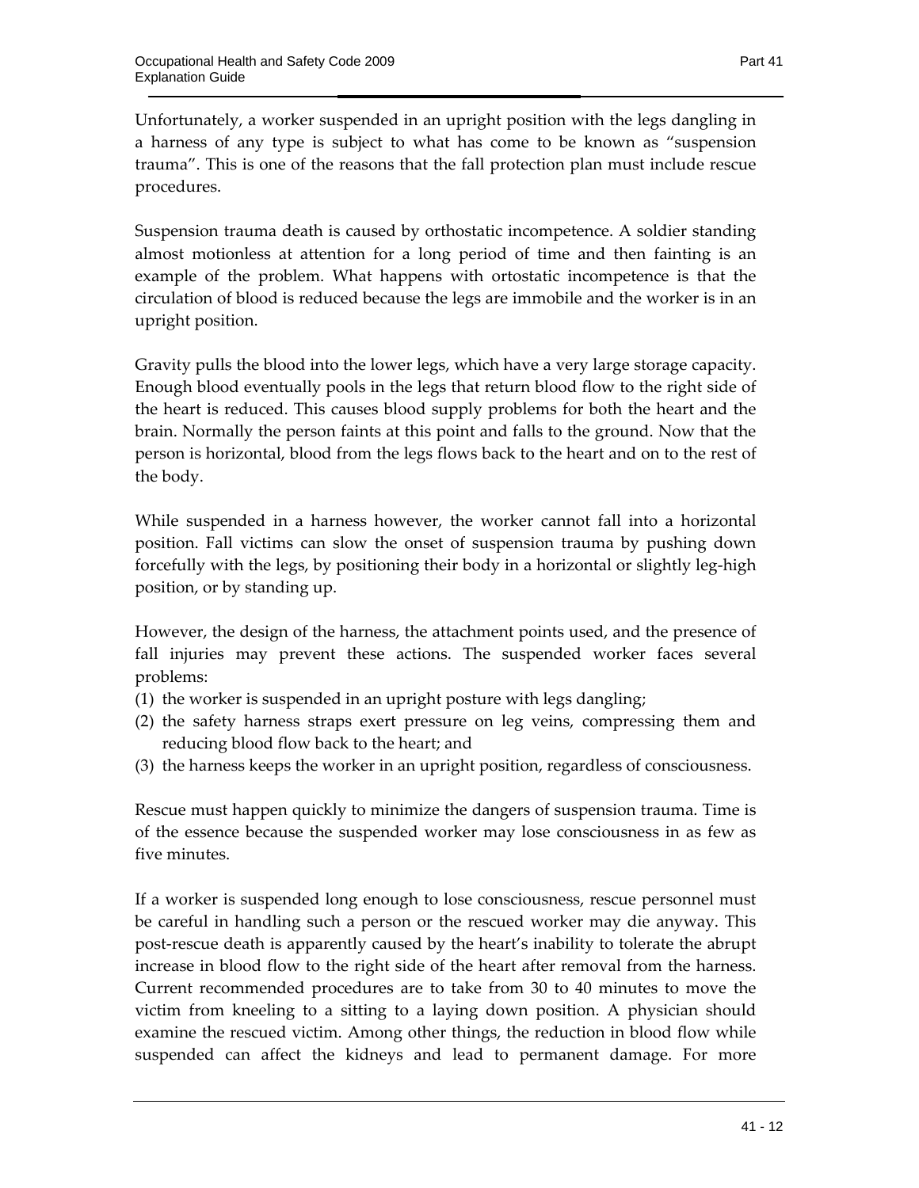Unfortunately, a worker suspended in an upright position with the legs dangling in a harness of any type is subject to what has come to be known as "suspension trauma". This is one of the reasons that the fall protection plan must include rescue procedures.

Suspension trauma death is caused by orthostatic incompetence. A soldier standing almost motionless at attention for a long period of time and then fainting is an example of the problem. What happens with ortostatic incompetence is that the circulation of blood is reduced because the legs are immobile and the worker is in an upright position.

Gravity pulls the blood into the lower legs, which have a very large storage capacity. Enough blood eventually pools in the legs that return blood flow to the right side of the heart is reduced. This causes blood supply problems for both the heart and the brain. Normally the person faints at this point and falls to the ground. Now that the person is horizontal, blood from the legs flows back to the heart and on to the rest of the body.

While suspended in a harness however, the worker cannot fall into a horizontal position. Fall victims can slow the onset of suspension trauma by pushing down forcefully with the legs, by positioning their body in a horizontal or slightly leg-high position, or by standing up.

However, the design of the harness, the attachment points used, and the presence of fall injuries may prevent these actions. The suspended worker faces several problems:

(1) the worker is suspended in an upright posture with legs dangling;
(2) the safety harness straps exert pressure on leg veins, compressing them and reducing blood flow back to the heart; and
(3) the harness keeps the worker in an upright position, regardless of consciousness.

Rescue must happen quickly to minimize the dangers of suspension trauma. Time is of the essence because the suspended worker may lose consciousness in as few as five minutes.

If a worker is suspended long enough to lose consciousness, rescue personnel must be careful in handling such a person or the rescued worker may die anyway. This post-rescue death is apparently caused by the heart's inability to tolerate the abrupt increase in blood flow to the right side of the heart after removal from the harness. Current recommended procedures are to take from 30 to 40 minutes to move the victim from kneeling to a sitting to a laying down position. A physician should examine the rescued victim. Among other things, the reduction in blood flow while suspended can affect the kidneys and lead to permanent damage. For more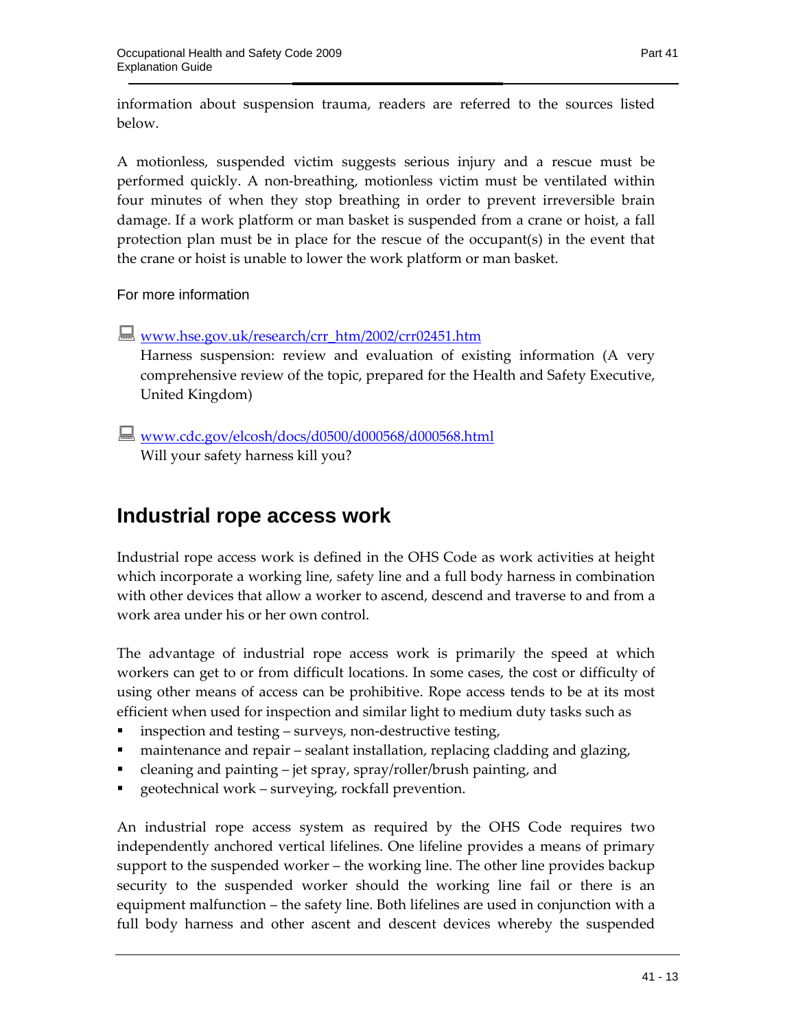information about suspension trauma, readers are referred to the sources listed below.

A motionless, suspended victim suggests serious injury and a rescue must be performed quickly. A non-breathing, motionless victim must be ventilated within four minutes of when they stop breathing in order to prevent irreversible brain damage. If a work platform or man basket is suspended from a crane or hoist, a fall protection plan must be in place for the rescue of the occupant(s) in the event that the crane or hoist is unable to lower the work platform or man basket.

For more information

www.hse.gov.uk/research/crr_htm/2002/crr02451.htm
Harness suspension: review and evaluation of existing information (A very comprehensive review of the topic, prepared for the Health and Safety Executive, United Kingdom)

www.cdc.gov/elcosh/docs/d0500/d000568/d000568.html
Will your safety harness kill you?

## Industrial rope access work

Industrial rope access work is defined in the OHS Code as work activities at height which incorporate a working line, safety line and a full body harness in combination with other devices that allow a worker to ascend, descend and traverse to and from a work area under his or her own control.

The advantage of industrial rope access work is primarily the speed at which workers can get to or from difficult locations. In some cases, the cost or difficulty of using other means of access can be prohibitive. Rope access tends to be at its most efficient when used for inspection and similar light to medium duty tasks such as

- inspection and testing – surveys, non-destructive testing,
- maintenance and repair – sealant installation, replacing cladding and glazing,
- cleaning and painting – jet spray, spray/roller/brush painting, and
- geotechnical work – surveying, rockfall prevention.

An industrial rope access system as required by the OHS Code requires two independently anchored vertical lifelines. One lifeline provides a means of primary support to the suspended worker – the working line. The other line provides backup security to the suspended worker should the working line fail or there is an equipment malfunction – the safety line. Both lifelines are used in conjunction with a full body harness and other ascent and descent devices whereby the suspended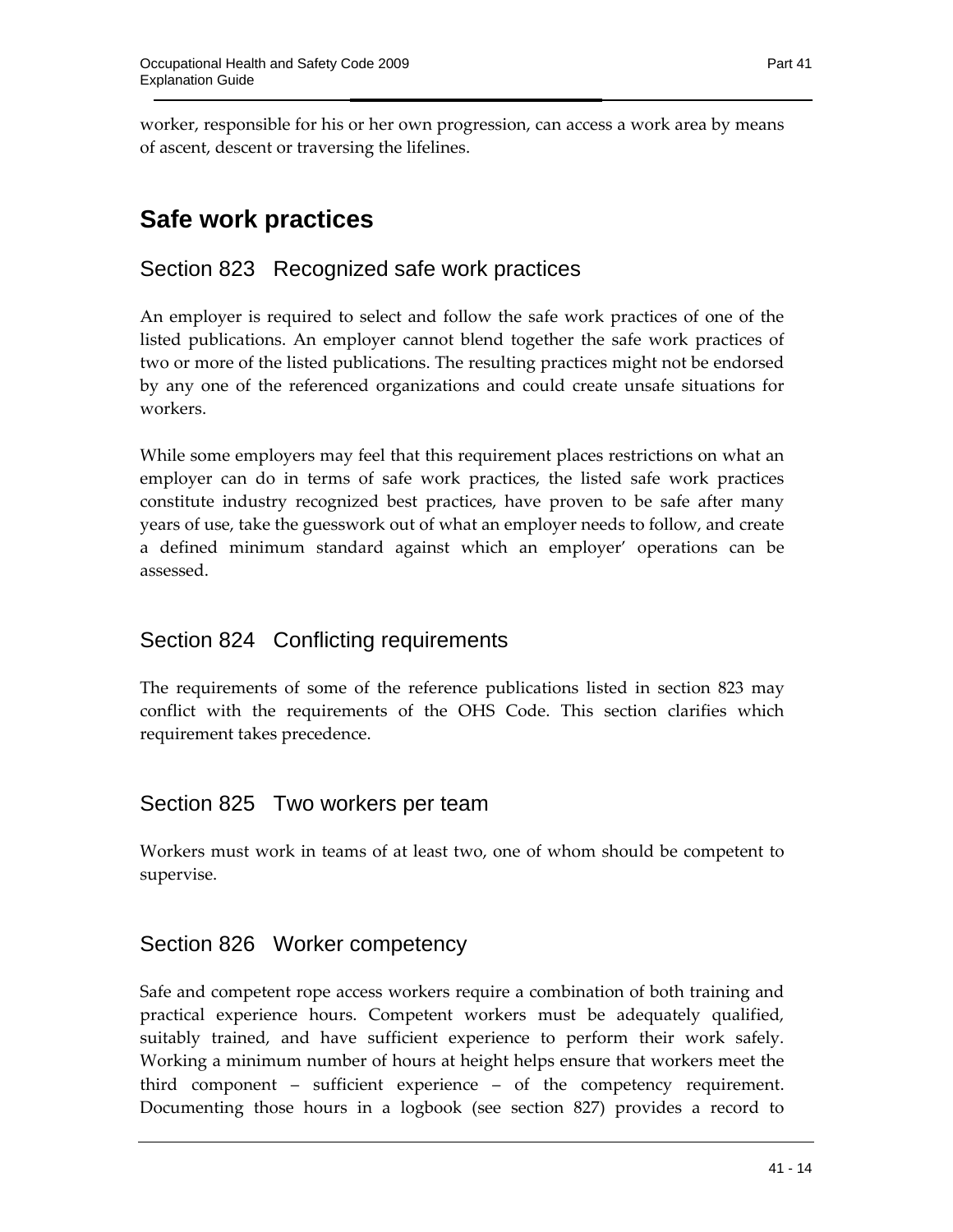worker, responsible for his or her own progression, can access a work area by means of ascent, descent or traversing the lifelines.

# Safe work practices

## Section 823 Recognized safe work practices

An employer is required to select and follow the safe work practices of one of the listed publications. An employer cannot blend together the safe work practices of two or more of the listed publications. The resulting practices might not be endorsed by any one of the referenced organizations and could create unsafe situations for workers.

While some employers may feel that this requirement places restrictions on what an employer can do in terms of safe work practices, the listed safe work practices constitute industry recognized best practices, have proven to be safe after many years of use, take the guesswork out of what an employer needs to follow, and create a defined minimum standard against which an employer' operations can be assessed.

## Section 824 Conflicting requirements

The requirements of some of the reference publications listed in section 823 may conflict with the requirements of the OHS Code. This section clarifies which requirement takes precedence.

## Section 825 Two workers per team

Workers must work in teams of at least two, one of whom should be competent to supervise.

## Section 826 Worker competency

Safe and competent rope access workers require a combination of both training and practical experience hours. Competent workers must be adequately qualified, suitably trained, and have sufficient experience to perform their work safely. Working a minimum number of hours at height helps ensure that workers meet the third component – sufficient experience – of the competency requirement. Documenting those hours in a logbook (see section 827) provides a record to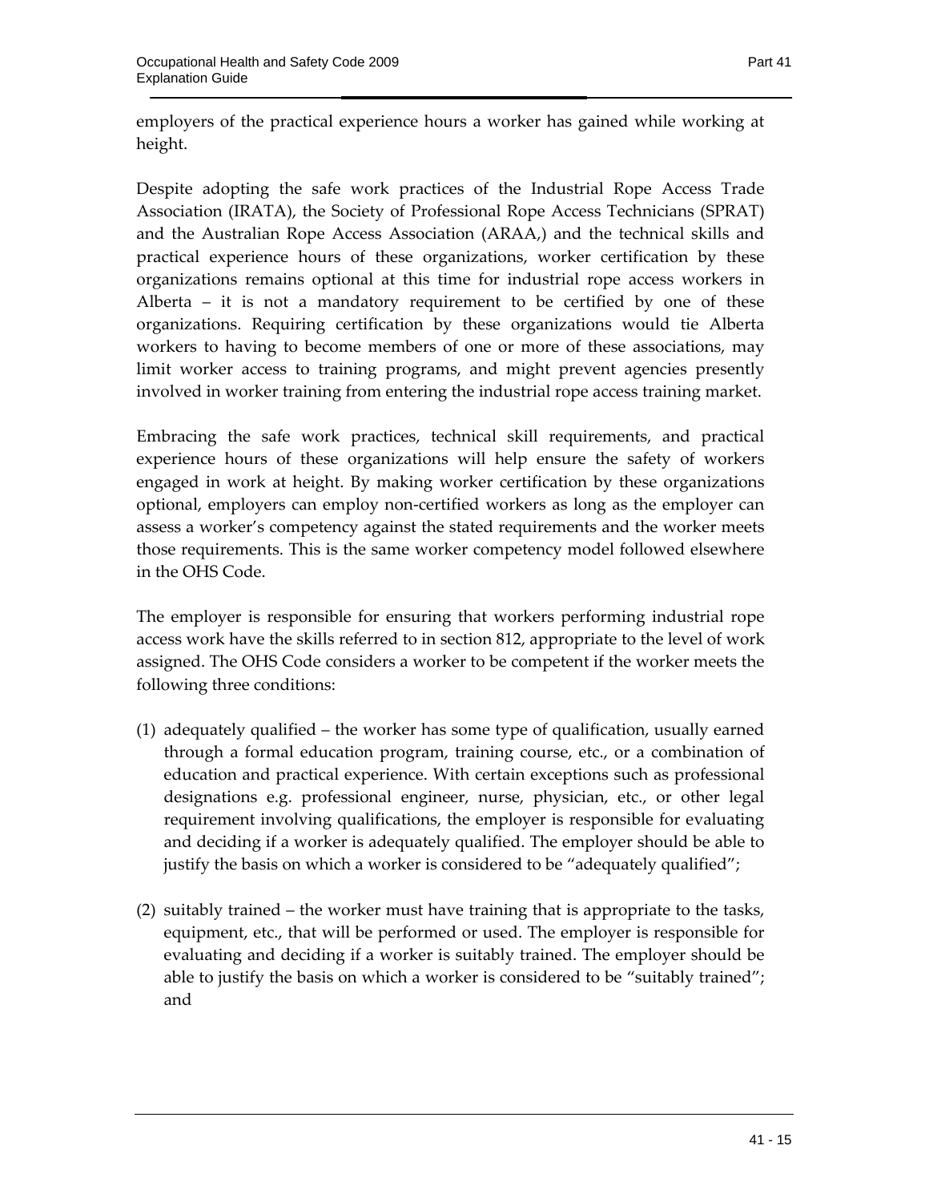employers of the practical experience hours a worker has gained while working at height.

Despite adopting the safe work practices of the Industrial Rope Access Trade Association (IRATA), the Society of Professional Rope Access Technicians (SPRAT) and the Australian Rope Access Association (ARAA,) and the technical skills and practical experience hours of these organizations, worker certification by these organizations remains optional at this time for industrial rope access workers in Alberta – it is not a mandatory requirement to be certified by one of these organizations. Requiring certification by these organizations would tie Alberta workers to having to become members of one or more of these associations, may limit worker access to training programs, and might prevent agencies presently involved in worker training from entering the industrial rope access training market.

Embracing the safe work practices, technical skill requirements, and practical experience hours of these organizations will help ensure the safety of workers engaged in work at height. By making worker certification by these organizations optional, employers can employ non-certified workers as long as the employer can assess a worker's competency against the stated requirements and the worker meets those requirements. This is the same worker competency model followed elsewhere in the OHS Code.

The employer is responsible for ensuring that workers performing industrial rope access work have the skills referred to in section 812, appropriate to the level of work assigned. The OHS Code considers a worker to be competent if the worker meets the following three conditions:

(1) adequately qualified – the worker has some type of qualification, usually earned through a formal education program, training course, etc., or a combination of education and practical experience. With certain exceptions such as professional designations e.g. professional engineer, nurse, physician, etc., or other legal requirement involving qualifications, the employer is responsible for evaluating and deciding if a worker is adequately qualified. The employer should be able to justify the basis on which a worker is considered to be "adequately qualified";

(2) suitably trained – the worker must have training that is appropriate to the tasks, equipment, etc., that will be performed or used. The employer is responsible for evaluating and deciding if a worker is suitably trained. The employer should be able to justify the basis on which a worker is considered to be "suitably trained"; and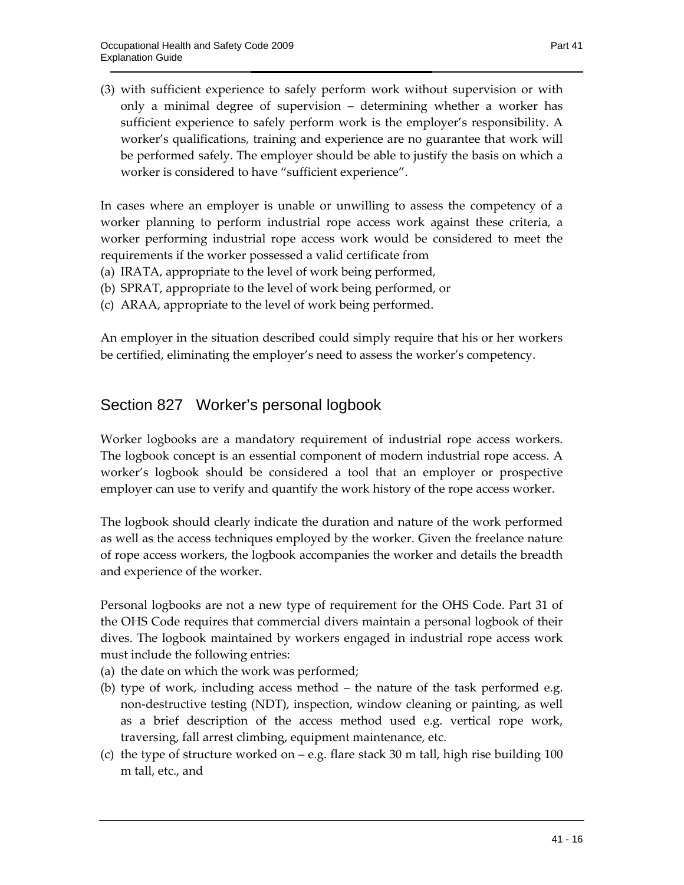(3) with sufficient experience to safely perform work without supervision or with only a minimal degree of supervision – determining whether a worker has sufficient experience to safely perform work is the employer's responsibility. A worker's qualifications, training and experience are no guarantee that work will be performed safely. The employer should be able to justify the basis on which a worker is considered to have "sufficient experience".

In cases where an employer is unable or unwilling to assess the competency of a worker planning to perform industrial rope access work against these criteria, a worker performing industrial rope access work would be considered to meet the requirements if the worker possessed a valid certificate from

(a) IRATA, appropriate to the level of work being performed,
(b) SPRAT, appropriate to the level of work being performed, or
(c) ARAA, appropriate to the level of work being performed.

An employer in the situation described could simply require that his or her workers be certified, eliminating the employer's need to assess the worker's competency.

## Section 827 Worker's personal logbook

Worker logbooks are a mandatory requirement of industrial rope access workers. The logbook concept is an essential component of modern industrial rope access. A worker's logbook should be considered a tool that an employer or prospective employer can use to verify and quantify the work history of the rope access worker.

The logbook should clearly indicate the duration and nature of the work performed as well as the access techniques employed by the worker. Given the freelance nature of rope access workers, the logbook accompanies the worker and details the breadth and experience of the worker.

Personal logbooks are not a new type of requirement for the OHS Code. Part 31 of the OHS Code requires that commercial divers maintain a personal logbook of their dives. The logbook maintained by workers engaged in industrial rope access work must include the following entries:

(a) the date on which the work was performed;
(b) type of work, including access method – the nature of the task performed e.g. non-destructive testing (NDT), inspection, window cleaning or painting, as well as a brief description of the access method used e.g. vertical rope work, traversing, fall arrest climbing, equipment maintenance, etc.
(c) the type of structure worked on – e.g. flare stack 30 m tall, high rise building 100 m tall, etc., and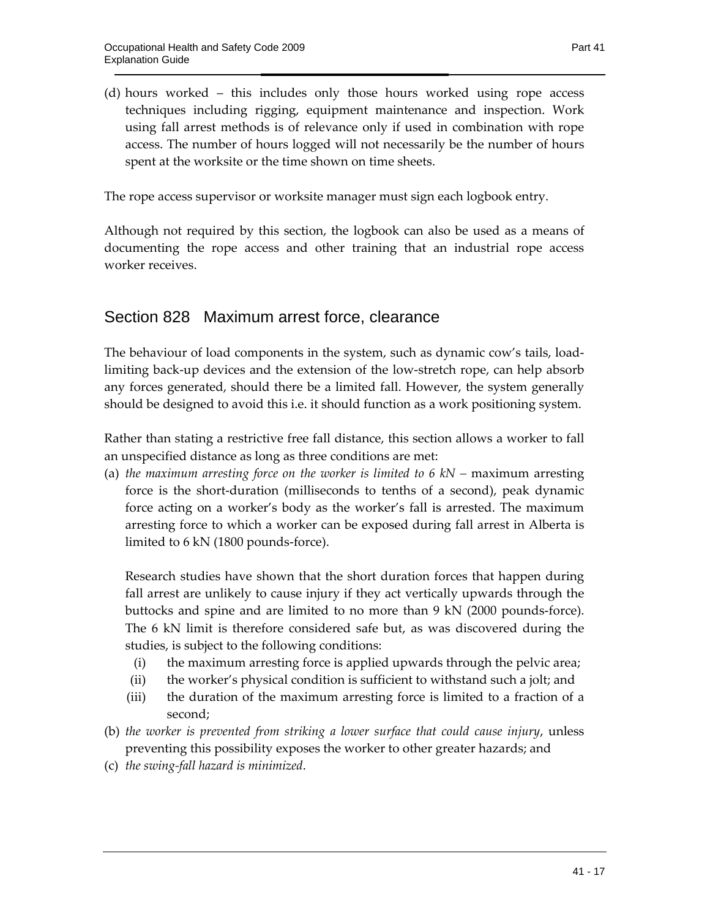(d) hours worked – this includes only those hours worked using rope access techniques including rigging, equipment maintenance and inspection. Work using fall arrest methods is of relevance only if used in combination with rope access. The number of hours logged will not necessarily be the number of hours spent at the worksite or the time shown on time sheets.

The rope access supervisor or worksite manager must sign each logbook entry.

Although not required by this section, the logbook can also be used as a means of documenting the rope access and other training that an industrial rope access worker receives.

## Section 828 Maximum arrest force, clearance

The behaviour of load components in the system, such as dynamic cow's tails, load-limiting back-up devices and the extension of the low-stretch rope, can help absorb any forces generated, should there be a limited fall. However, the system generally should be designed to avoid this i.e. it should function as a work positioning system.

Rather than stating a restrictive free fall distance, this section allows a worker to fall an unspecified distance as long as three conditions are met:

(a) *the maximum arresting force on the worker is limited to 6 kN* – maximum arresting force is the short-duration (milliseconds to tenths of a second), peak dynamic force acting on a worker's body as the worker's fall is arrested. The maximum arresting force to which a worker can be exposed during fall arrest in Alberta is limited to 6 kN (1800 pounds-force).

   Research studies have shown that the short duration forces that happen during fall arrest are unlikely to cause injury if they act vertically upwards through the buttocks and spine and are limited to no more than 9 kN (2000 pounds-force). The 6 kN limit is therefore considered safe but, as was discovered during the studies, is subject to the following conditions:

   (i) the maximum arresting force is applied upwards through the pelvic area;
   (ii) the worker's physical condition is sufficient to withstand such a jolt; and
   (iii) the duration of the maximum arresting force is limited to a fraction of a second;

(b) *the worker is prevented from striking a lower surface that could cause injury*, unless preventing this possibility exposes the worker to other greater hazards; and

(c) *the swing-fall hazard is minimized*.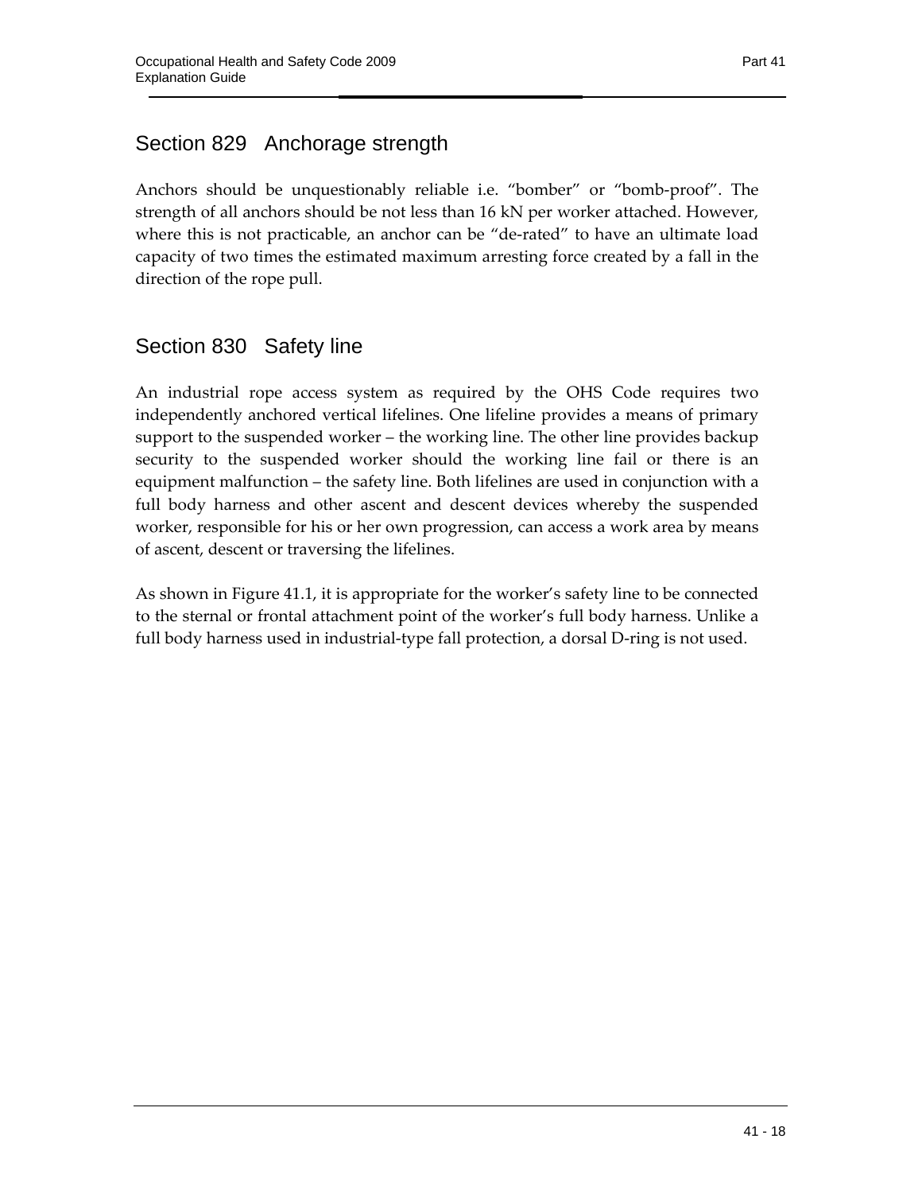## Section 829 Anchorage strength

Anchors should be unquestionably reliable i.e. "bomber" or "bomb-proof". The strength of all anchors should be not less than 16 kN per worker attached. However, where this is not practicable, an anchor can be "de-rated" to have an ultimate load capacity of two times the estimated maximum arresting force created by a fall in the direction of the rope pull.

## Section 830 Safety line

An industrial rope access system as required by the OHS Code requires two independently anchored vertical lifelines. One lifeline provides a means of primary support to the suspended worker – the working line. The other line provides backup security to the suspended worker should the working line fail or there is an equipment malfunction – the safety line. Both lifelines are used in conjunction with a full body harness and other ascent and descent devices whereby the suspended worker, responsible for his or her own progression, can access a work area by means of ascent, descent or traversing the lifelines.

As shown in Figure 41.1, it is appropriate for the worker's safety line to be connected to the sternal or frontal attachment point of the worker's full body harness. Unlike a full body harness used in industrial-type fall protection, a dorsal D-ring is not used.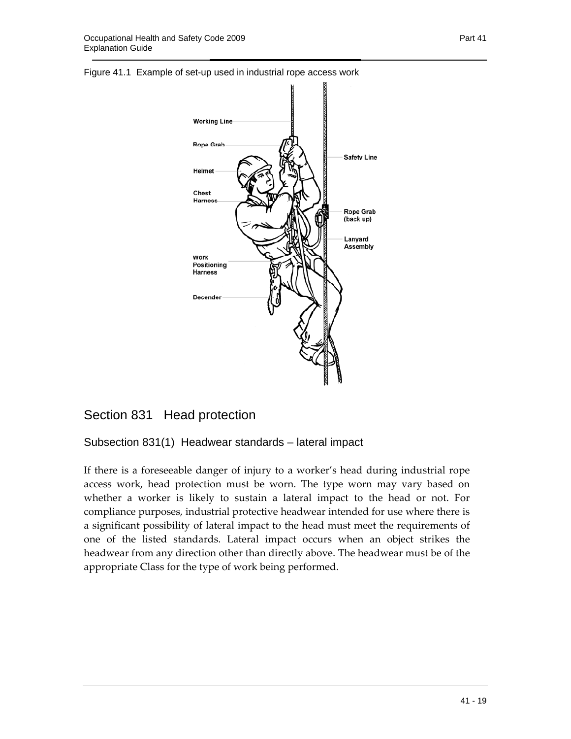Figure 41.1 Example of set-up used in industrial rope access work

## Section 831 Head protection

### Subsection 831(1) Headwear standards – lateral impact

If there is a foreseeable danger of injury to a worker's head during industrial rope access work, head protection must be worn. The type worn may vary based on whether a worker is likely to sustain a lateral impact to the head or not. For compliance purposes, industrial protective headwear intended for use where there is a significant possibility of lateral impact to the head must meet the requirements of one of the listed standards. Lateral impact occurs when an object strikes the headwear from any direction other than directly above. The headwear must be of the appropriate Class for the type of work being performed.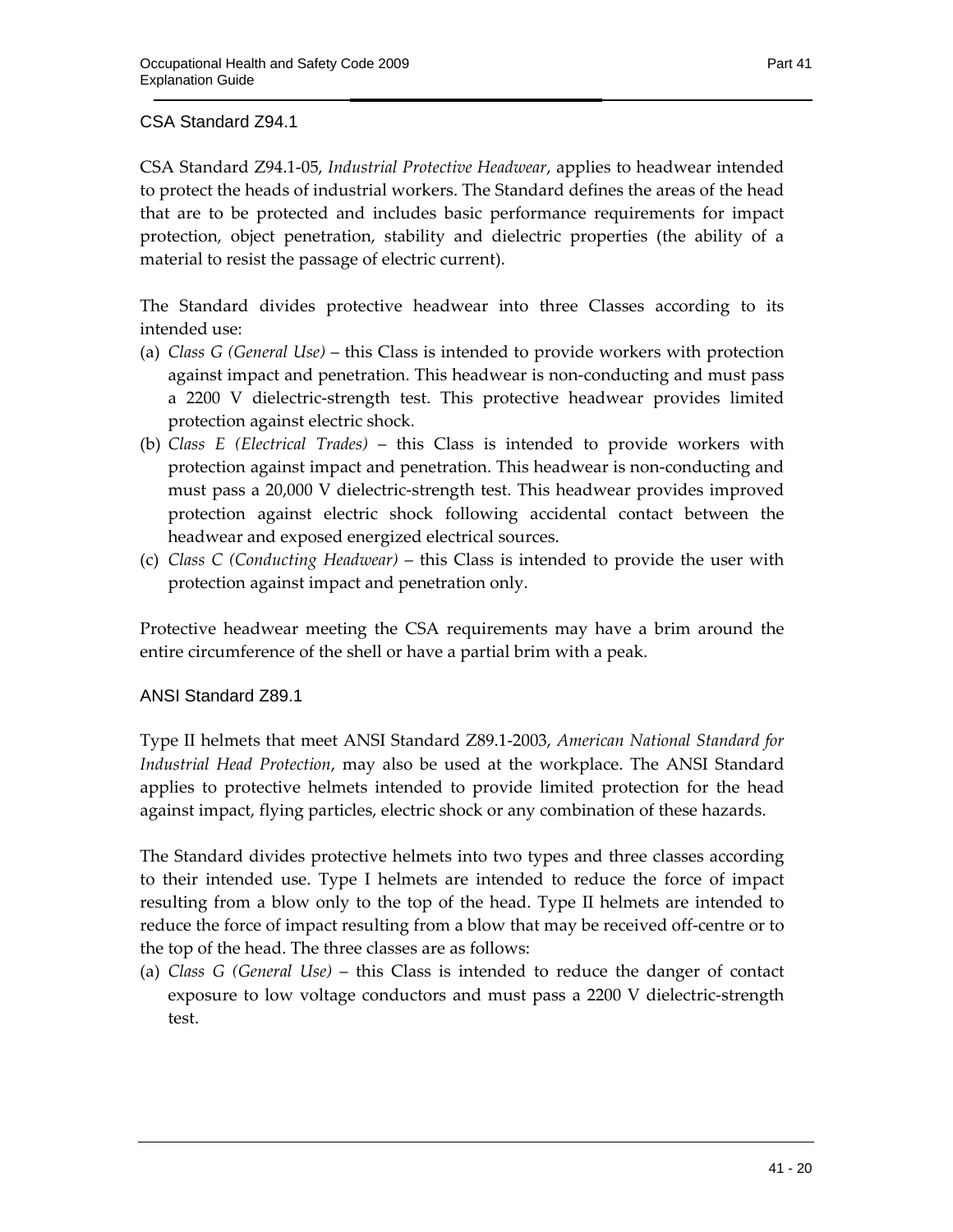### CSA Standard Z94.1

CSA Standard Z94.1-05, *Industrial Protective Headwear*, applies to headwear intended to protect the heads of industrial workers. The Standard defines the areas of the head that are to be protected and includes basic performance requirements for impact protection, object penetration, stability and dielectric properties (the ability of a material to resist the passage of electric current).

The Standard divides protective headwear into three Classes according to its intended use:

(a) *Class G (General Use)* – this Class is intended to provide workers with protection against impact and penetration. This headwear is non-conducting and must pass a 2200 V dielectric-strength test. This protective headwear provides limited protection against electric shock.

(b) *Class E (Electrical Trades)* – this Class is intended to provide workers with protection against impact and penetration. This headwear is non-conducting and must pass a 20,000 V dielectric-strength test. This headwear provides improved protection against electric shock following accidental contact between the headwear and exposed energized electrical sources.

(c) *Class C (Conducting Headwear)* – this Class is intended to provide the user with protection against impact and penetration only.

Protective headwear meeting the CSA requirements may have a brim around the entire circumference of the shell or have a partial brim with a peak.

### ANSI Standard Z89.1

Type II helmets that meet ANSI Standard Z89.1-2003, *American National Standard for Industrial Head Protection*, may also be used at the workplace. The ANSI Standard applies to protective helmets intended to provide limited protection for the head against impact, flying particles, electric shock or any combination of these hazards.

The Standard divides protective helmets into two types and three classes according to their intended use. Type I helmets are intended to reduce the force of impact resulting from a blow only to the top of the head. Type II helmets are intended to reduce the force of impact resulting from a blow that may be received off-centre or to the top of the head. The three classes are as follows:

(a) *Class G (General Use)* – this Class is intended to reduce the danger of contact exposure to low voltage conductors and must pass a 2200 V dielectric-strength test.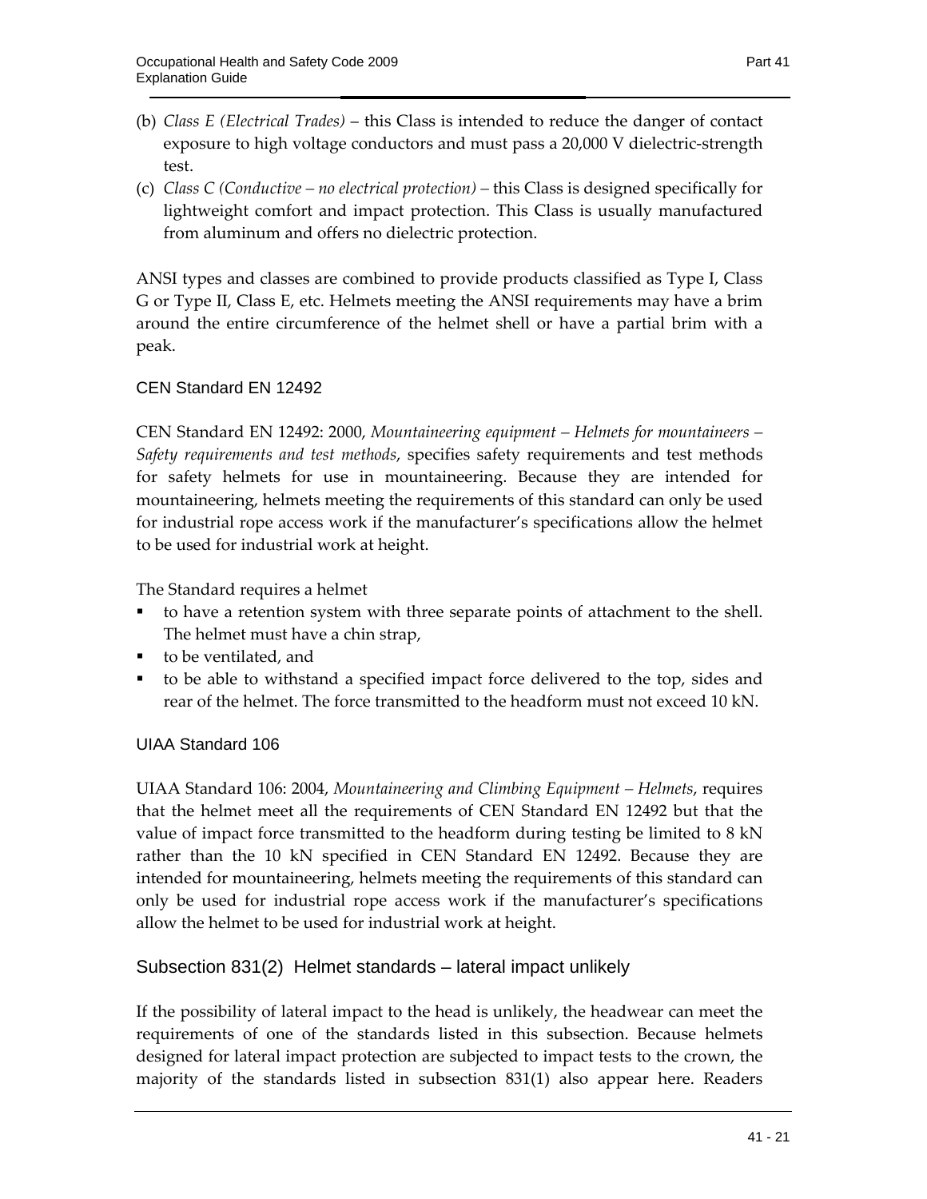(b) *Class E (Electrical Trades)* – this Class is intended to reduce the danger of contact exposure to high voltage conductors and must pass a 20,000 V dielectric-strength test.

(c) *Class C (Conductive – no electrical protection)* – this Class is designed specifically for lightweight comfort and impact protection. This Class is usually manufactured from aluminum and offers no dielectric protection.

ANSI types and classes are combined to provide products classified as Type I, Class G or Type II, Class E, etc. Helmets meeting the ANSI requirements may have a brim around the entire circumference of the helmet shell or have a partial brim with a peak.

### CEN Standard EN 12492

CEN Standard EN 12492: 2000, *Mountaineering equipment – Helmets for mountaineers – Safety requirements and test methods*, specifies safety requirements and test methods for safety helmets for use in mountaineering. Because they are intended for mountaineering, helmets meeting the requirements of this standard can only be used for industrial rope access work if the manufacturer's specifications allow the helmet to be used for industrial work at height.

The Standard requires a helmet

- to have a retention system with three separate points of attachment to the shell. The helmet must have a chin strap,
- to be ventilated, and
- to be able to withstand a specified impact force delivered to the top, sides and rear of the helmet. The force transmitted to the headform must not exceed 10 kN.

### UIAA Standard 106

UIAA Standard 106: 2004, *Mountaineering and Climbing Equipment – Helmets*, requires that the helmet meet all the requirements of CEN Standard EN 12492 but that the value of impact force transmitted to the headform during testing be limited to 8 kN rather than the 10 kN specified in CEN Standard EN 12492. Because they are intended for mountaineering, helmets meeting the requirements of this standard can only be used for industrial rope access work if the manufacturer's specifications allow the helmet to be used for industrial work at height.

## Subsection 831(2) Helmet standards – lateral impact unlikely

If the possibility of lateral impact to the head is unlikely, the headwear can meet the requirements of one of the standards listed in this subsection. Because helmets designed for lateral impact protection are subjected to impact tests to the crown, the majority of the standards listed in subsection 831(1) also appear here. Readers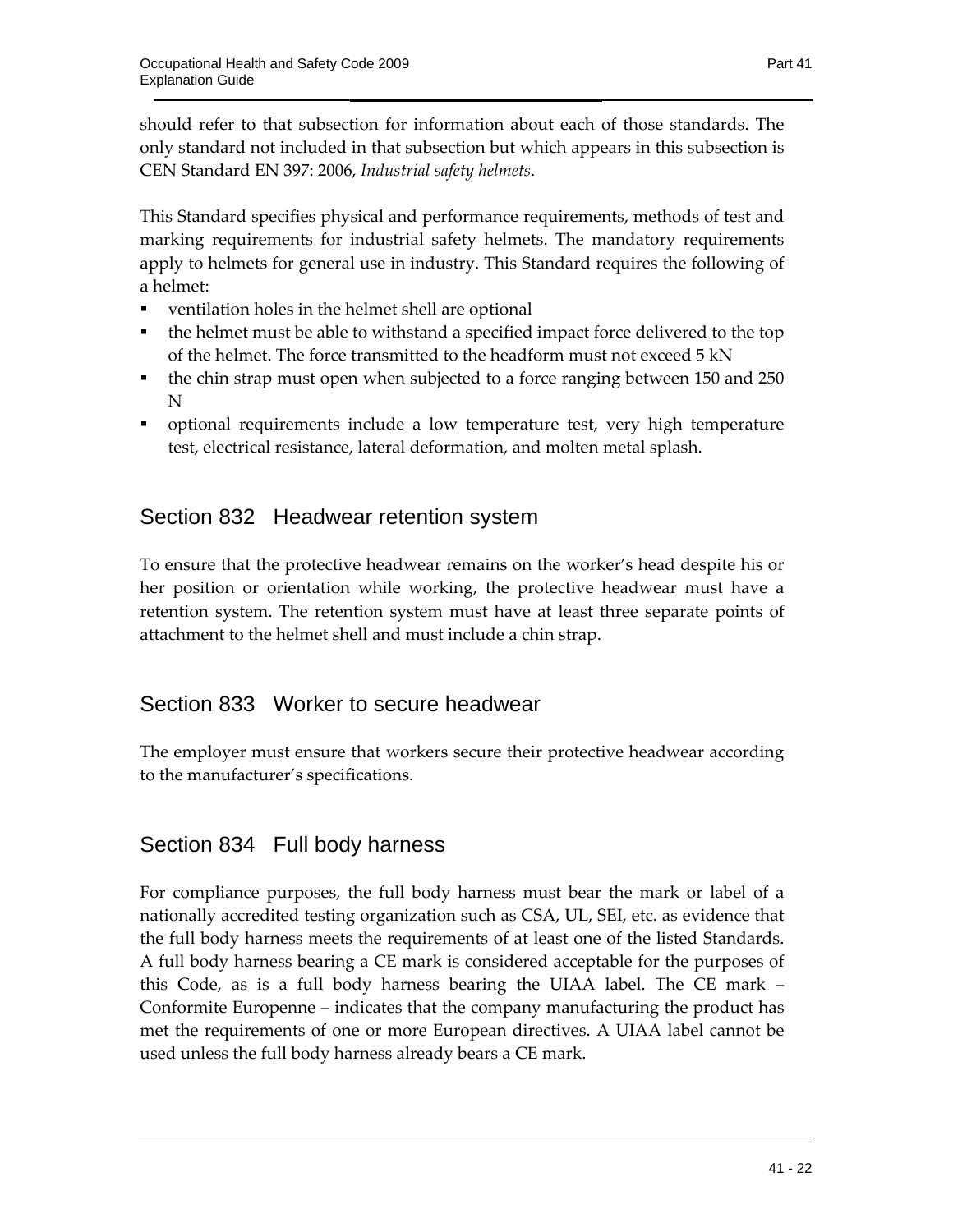should refer to that subsection for information about each of those standards. The only standard not included in that subsection but which appears in this subsection is CEN Standard EN 397: 2006, *Industrial safety helmets*.

This Standard specifies physical and performance requirements, methods of test and marking requirements for industrial safety helmets. The mandatory requirements apply to helmets for general use in industry. This Standard requires the following of a helmet:

- ventilation holes in the helmet shell are optional
- the helmet must be able to withstand a specified impact force delivered to the top of the helmet. The force transmitted to the headform must not exceed 5 kN
- the chin strap must open when subjected to a force ranging between 150 and 250 N
- optional requirements include a low temperature test, very high temperature test, electrical resistance, lateral deformation, and molten metal splash.

## Section 832 Headwear retention system

To ensure that the protective headwear remains on the worker's head despite his or her position or orientation while working, the protective headwear must have a retention system. The retention system must have at least three separate points of attachment to the helmet shell and must include a chin strap.

## Section 833 Worker to secure headwear

The employer must ensure that workers secure their protective headwear according to the manufacturer's specifications.

## Section 834 Full body harness

For compliance purposes, the full body harness must bear the mark or label of a nationally accredited testing organization such as CSA, UL, SEI, etc. as evidence that the full body harness meets the requirements of at least one of the listed Standards. A full body harness bearing a CE mark is considered acceptable for the purposes of this Code, as is a full body harness bearing the UIAA label. The CE mark – Conformite Europenne – indicates that the company manufacturing the product has met the requirements of one or more European directives. A UIAA label cannot be used unless the full body harness already bears a CE mark.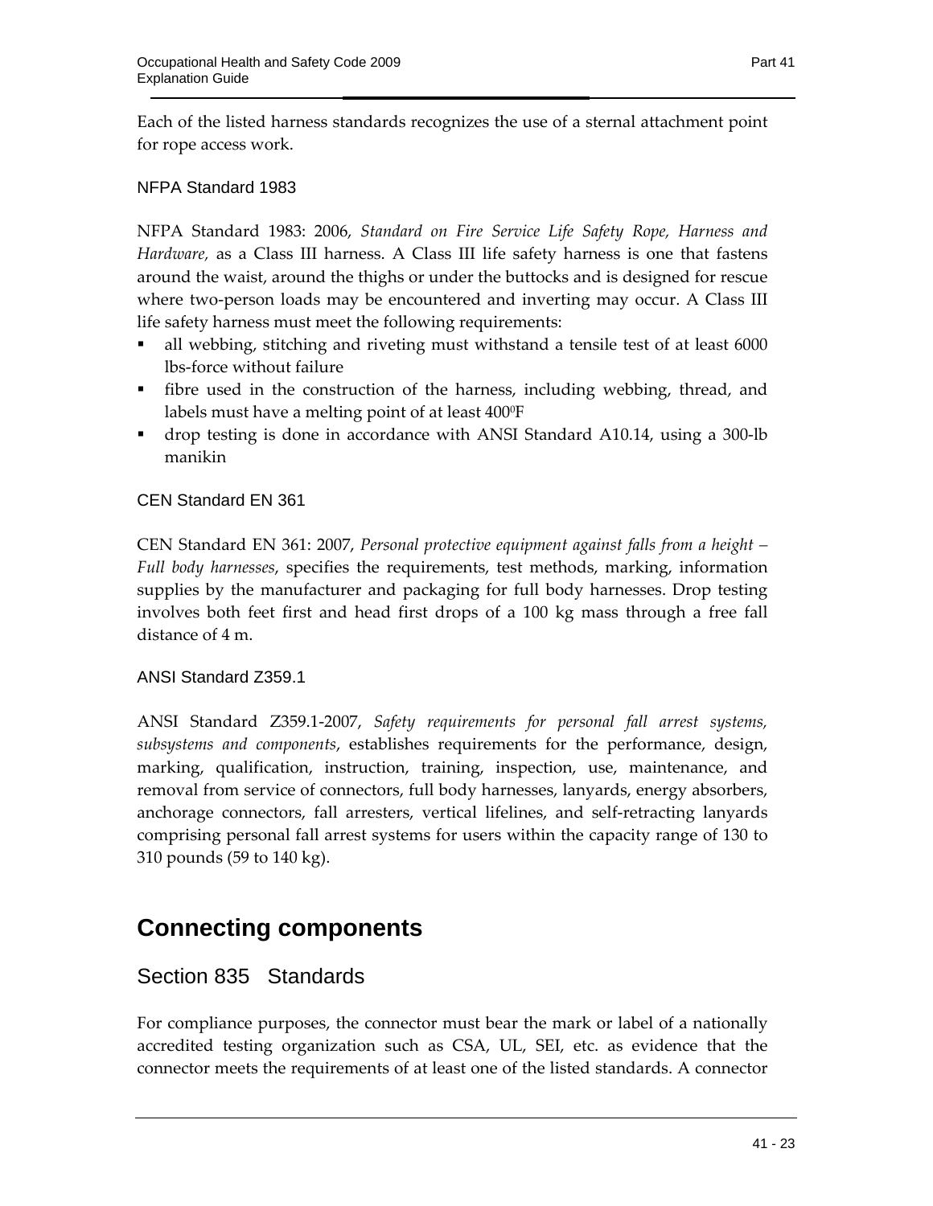Each of the listed harness standards recognizes the use of a sternal attachment point for rope access work.

### NFPA Standard 1983

NFPA Standard 1983: 2006, *Standard on Fire Service Life Safety Rope, Harness and Hardware,* as a Class III harness. A Class III life safety harness is one that fastens around the waist, around the thighs or under the buttocks and is designed for rescue where two-person loads may be encountered and inverting may occur. A Class III life safety harness must meet the following requirements:

- all webbing, stitching and riveting must withstand a tensile test of at least 6000 lbs-force without failure
- fibre used in the construction of the harness, including webbing, thread, and labels must have a melting point of at least 400$^0$F
- drop testing is done in accordance with ANSI Standard A10.14, using a 300-lb manikin

### CEN Standard EN 361

CEN Standard EN 361: 2007, *Personal protective equipment against falls from a height – Full body harnesses*, specifies the requirements, test methods, marking, information supplies by the manufacturer and packaging for full body harnesses. Drop testing involves both feet first and head first drops of a 100 kg mass through a free fall distance of 4 m.

### ANSI Standard Z359.1

ANSI Standard Z359.1-2007, *Safety requirements for personal fall arrest systems, subsystems and components*, establishes requirements for the performance, design, marking, qualification, instruction, training, inspection, use, maintenance, and removal from service of connectors, full body harnesses, lanyards, energy absorbers, anchorage connectors, fall arresters, vertical lifelines, and self-retracting lanyards comprising personal fall arrest systems for users within the capacity range of 130 to 310 pounds (59 to 140 kg).

# Connecting components

## Section 835 Standards

For compliance purposes, the connector must bear the mark or label of a nationally accredited testing organization such as CSA, UL, SEI, etc. as evidence that the connector meets the requirements of at least one of the listed standards. A connector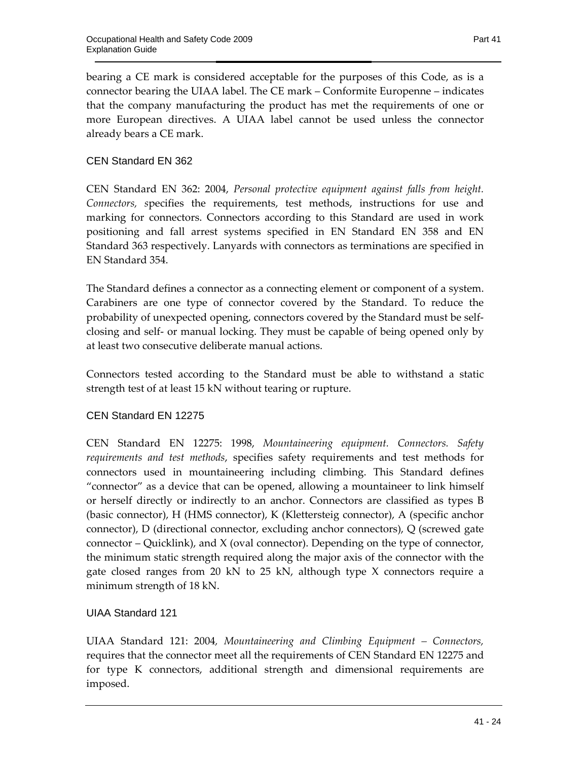bearing a CE mark is considered acceptable for the purposes of this Code, as is a connector bearing the UIAA label. The CE mark – Conformite Europenne – indicates that the company manufacturing the product has met the requirements of one or more European directives. A UIAA label cannot be used unless the connector already bears a CE mark.

### CEN Standard EN 362

CEN Standard EN 362: 2004, *Personal protective equipment against falls from height. Connectors, s*pecifies the requirements, test methods, instructions for use and marking for connectors. Connectors according to this Standard are used in work positioning and fall arrest systems specified in EN Standard EN 358 and EN Standard 363 respectively. Lanyards with connectors as terminations are specified in EN Standard 354.

The Standard defines a connector as a connecting element or component of a system. Carabiners are one type of connector covered by the Standard. To reduce the probability of unexpected opening, connectors covered by the Standard must be self-closing and self- or manual locking. They must be capable of being opened only by at least two consecutive deliberate manual actions.

Connectors tested according to the Standard must be able to withstand a static strength test of at least 15 kN without tearing or rupture.

### CEN Standard EN 12275

CEN Standard EN 12275: 1998, *Mountaineering equipment. Connectors. Safety requirements and test methods*, specifies safety requirements and test methods for connectors used in mountaineering including climbing. This Standard defines "connector" as a device that can be opened, allowing a mountaineer to link himself or herself directly or indirectly to an anchor. Connectors are classified as types B (basic connector), H (HMS connector), K (Klettersteig connector), A (specific anchor connector), D (directional connector, excluding anchor connectors), Q (screwed gate connector – Quicklink), and X (oval connector). Depending on the type of connector, the minimum static strength required along the major axis of the connector with the gate closed ranges from 20 kN to 25 kN, although type X connectors require a minimum strength of 18 kN.

### UIAA Standard 121

UIAA Standard 121: 2004*, Mountaineering and Climbing Equipment – Connectors,* requires that the connector meet all the requirements of CEN Standard EN 12275 and for type K connectors, additional strength and dimensional requirements are imposed.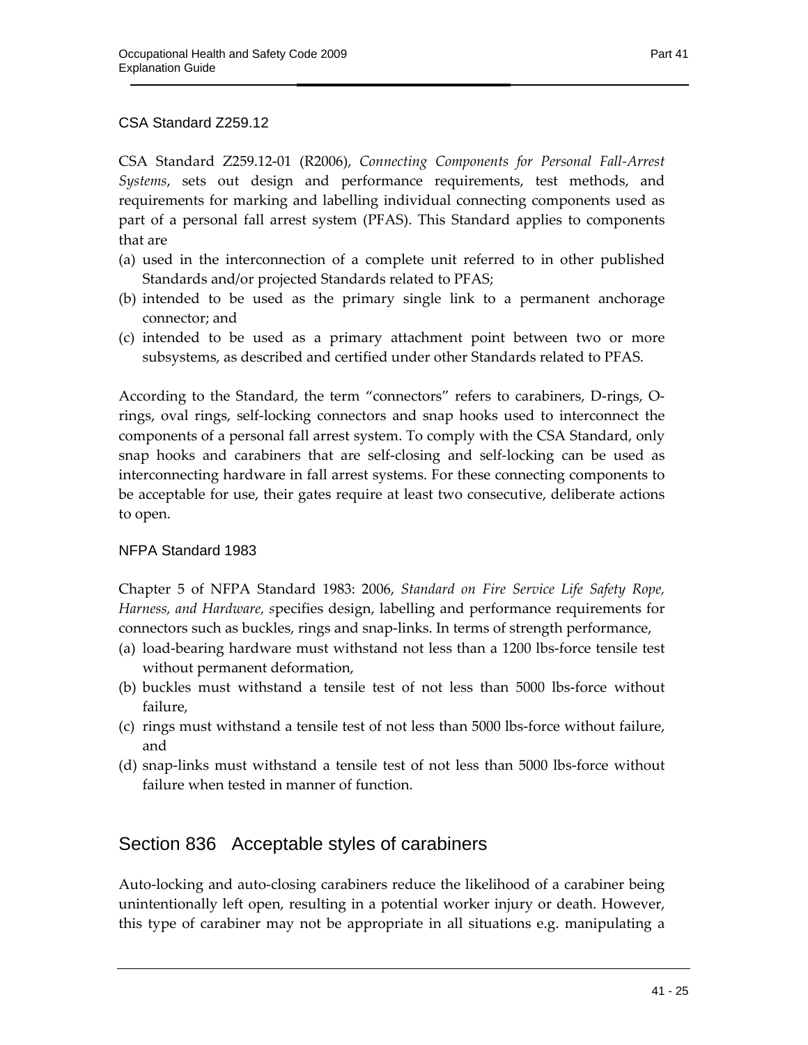### CSA Standard Z259.12

CSA Standard Z259.12-01 (R2006), *Connecting Components for Personal Fall-Arrest Systems*, sets out design and performance requirements, test methods, and requirements for marking and labelling individual connecting components used as part of a personal fall arrest system (PFAS). This Standard applies to components that are

(a) used in the interconnection of a complete unit referred to in other published Standards and/or projected Standards related to PFAS;
(b) intended to be used as the primary single link to a permanent anchorage connector; and
(c) intended to be used as a primary attachment point between two or more subsystems, as described and certified under other Standards related to PFAS.

According to the Standard, the term "connectors" refers to carabiners, D-rings, O-rings, oval rings, self-locking connectors and snap hooks used to interconnect the components of a personal fall arrest system. To comply with the CSA Standard, only snap hooks and carabiners that are self-closing and self-locking can be used as interconnecting hardware in fall arrest systems. For these connecting components to be acceptable for use, their gates require at least two consecutive, deliberate actions to open.

### NFPA Standard 1983

Chapter 5 of NFPA Standard 1983: 2006, *Standard on Fire Service Life Safety Rope, Harness, and Hardware,* specifies design, labelling and performance requirements for connectors such as buckles, rings and snap-links. In terms of strength performance,

(a) load-bearing hardware must withstand not less than a 1200 lbs-force tensile test without permanent deformation,
(b) buckles must withstand a tensile test of not less than 5000 lbs-force without failure,
(c) rings must withstand a tensile test of not less than 5000 lbs-force without failure, and
(d) snap-links must withstand a tensile test of not less than 5000 lbs-force without failure when tested in manner of function.

## Section 836 Acceptable styles of carabiners

Auto-locking and auto-closing carabiners reduce the likelihood of a carabiner being unintentionally left open, resulting in a potential worker injury or death. However, this type of carabiner may not be appropriate in all situations e.g. manipulating a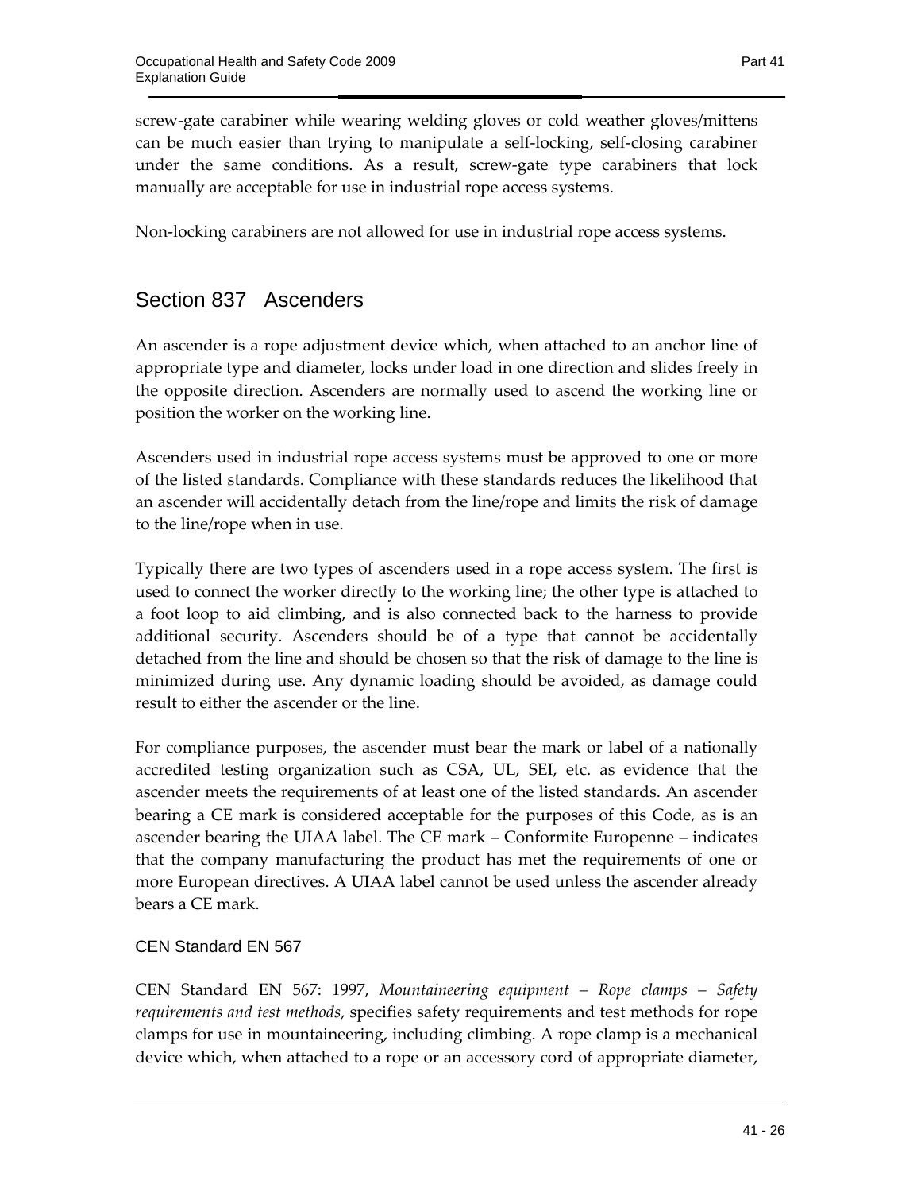screw-gate carabiner while wearing welding gloves or cold weather gloves/mittens can be much easier than trying to manipulate a self-locking, self-closing carabiner under the same conditions. As a result, screw-gate type carabiners that lock manually are acceptable for use in industrial rope access systems.

Non-locking carabiners are not allowed for use in industrial rope access systems.

## Section 837 Ascenders

An ascender is a rope adjustment device which, when attached to an anchor line of appropriate type and diameter, locks under load in one direction and slides freely in the opposite direction. Ascenders are normally used to ascend the working line or position the worker on the working line.

Ascenders used in industrial rope access systems must be approved to one or more of the listed standards. Compliance with these standards reduces the likelihood that an ascender will accidentally detach from the line/rope and limits the risk of damage to the line/rope when in use.

Typically there are two types of ascenders used in a rope access system. The first is used to connect the worker directly to the working line; the other type is attached to a foot loop to aid climbing, and is also connected back to the harness to provide additional security. Ascenders should be of a type that cannot be accidentally detached from the line and should be chosen so that the risk of damage to the line is minimized during use. Any dynamic loading should be avoided, as damage could result to either the ascender or the line.

For compliance purposes, the ascender must bear the mark or label of a nationally accredited testing organization such as CSA, UL, SEI, etc. as evidence that the ascender meets the requirements of at least one of the listed standards. An ascender bearing a CE mark is considered acceptable for the purposes of this Code, as is an ascender bearing the UIAA label. The CE mark – Conformite Europenne – indicates that the company manufacturing the product has met the requirements of one or more European directives. A UIAA label cannot be used unless the ascender already bears a CE mark.

### CEN Standard EN 567

CEN Standard EN 567: 1997, *Mountaineering equipment – Rope clamps – Safety requirements and test methods*, specifies safety requirements and test methods for rope clamps for use in mountaineering, including climbing. A rope clamp is a mechanical device which, when attached to a rope or an accessory cord of appropriate diameter,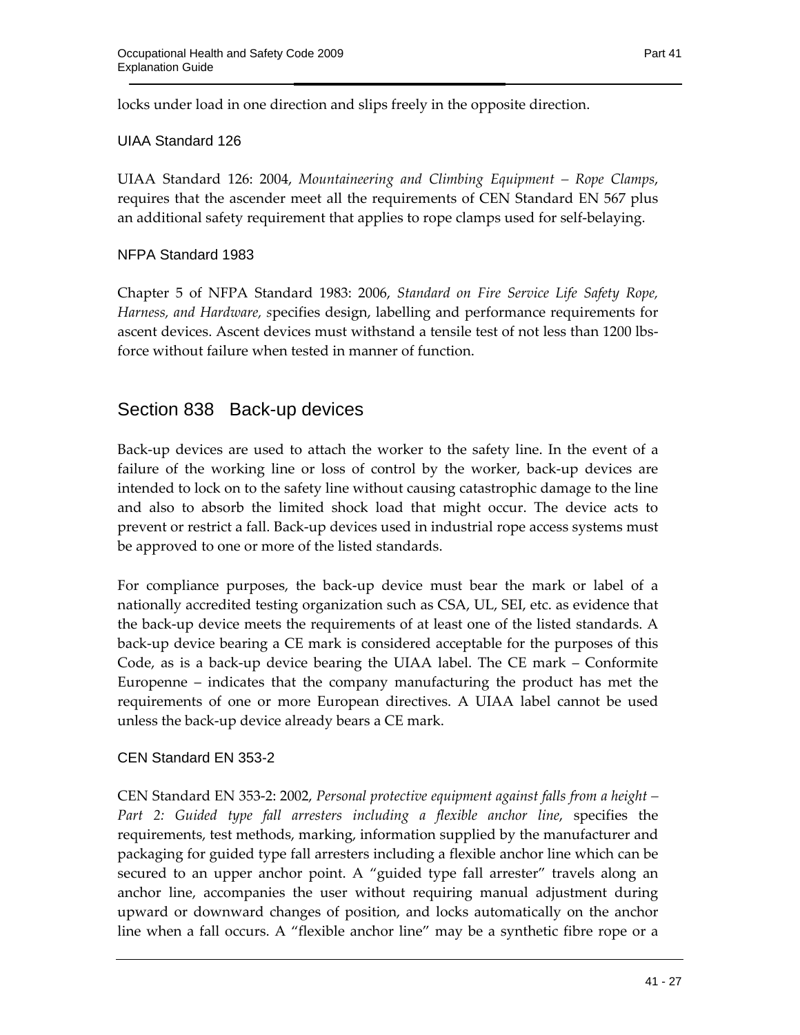locks under load in one direction and slips freely in the opposite direction.

### UIAA Standard 126

UIAA Standard 126: 2004, *Mountaineering and Climbing Equipment – Rope Clamps*, requires that the ascender meet all the requirements of CEN Standard EN 567 plus an additional safety requirement that applies to rope clamps used for self-belaying.

### NFPA Standard 1983

Chapter 5 of NFPA Standard 1983: 2006, *Standard on Fire Service Life Safety Rope, Harness, and Hardware,* specifies design, labelling and performance requirements for ascent devices. Ascent devices must withstand a tensile test of not less than 1200 lbs-force without failure when tested in manner of function.

## Section 838 Back-up devices

Back-up devices are used to attach the worker to the safety line. In the event of a failure of the working line or loss of control by the worker, back-up devices are intended to lock on to the safety line without causing catastrophic damage to the line and also to absorb the limited shock load that might occur. The device acts to prevent or restrict a fall. Back-up devices used in industrial rope access systems must be approved to one or more of the listed standards.

For compliance purposes, the back-up device must bear the mark or label of a nationally accredited testing organization such as CSA, UL, SEI, etc. as evidence that the back-up device meets the requirements of at least one of the listed standards. A back-up device bearing a CE mark is considered acceptable for the purposes of this Code, as is a back-up device bearing the UIAA label. The CE mark – Conformite Europenne – indicates that the company manufacturing the product has met the requirements of one or more European directives. A UIAA label cannot be used unless the back-up device already bears a CE mark.

### CEN Standard EN 353-2

CEN Standard EN 353-2: 2002, *Personal protective equipment against falls from a height – Part 2: Guided type fall arresters including a flexible anchor line*, specifies the requirements, test methods, marking, information supplied by the manufacturer and packaging for guided type fall arresters including a flexible anchor line which can be secured to an upper anchor point. A "guided type fall arrester" travels along an anchor line, accompanies the user without requiring manual adjustment during upward or downward changes of position, and locks automatically on the anchor line when a fall occurs. A "flexible anchor line" may be a synthetic fibre rope or a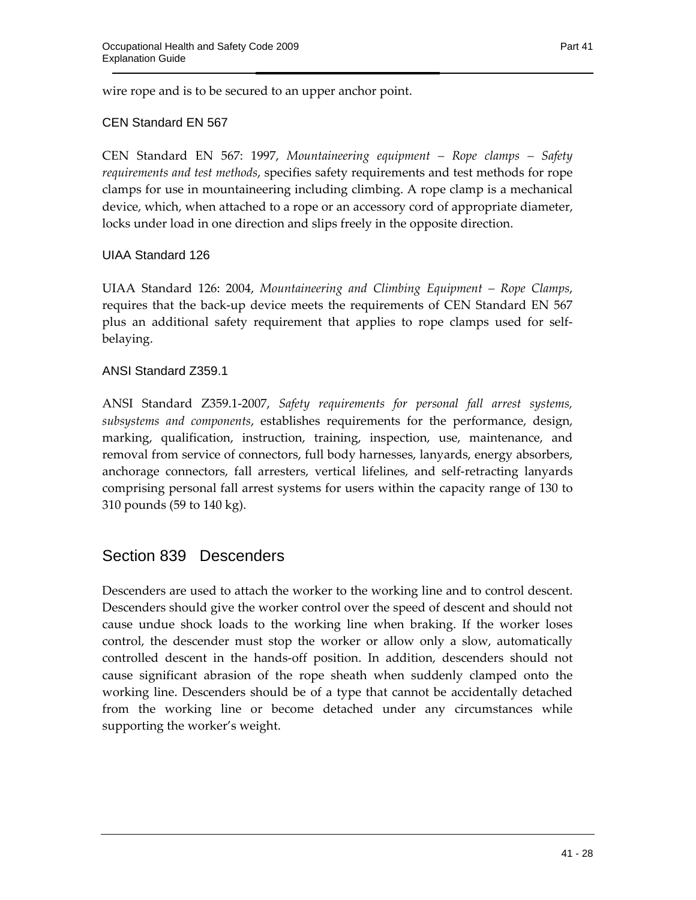wire rope and is to be secured to an upper anchor point.

### CEN Standard EN 567

CEN Standard EN 567: 1997, *Mountaineering equipment – Rope clamps – Safety requirements and test methods*, specifies safety requirements and test methods for rope clamps for use in mountaineering including climbing. A rope clamp is a mechanical device, which, when attached to a rope or an accessory cord of appropriate diameter, locks under load in one direction and slips freely in the opposite direction.

### UIAA Standard 126

UIAA Standard 126: 2004, *Mountaineering and Climbing Equipment – Rope Clamps*, requires that the back-up device meets the requirements of CEN Standard EN 567 plus an additional safety requirement that applies to rope clamps used for self-belaying.

### ANSI Standard Z359.1

ANSI Standard Z359.1-2007, *Safety requirements for personal fall arrest systems, subsystems and components*, establishes requirements for the performance, design, marking, qualification, instruction, training, inspection, use, maintenance, and removal from service of connectors, full body harnesses, lanyards, energy absorbers, anchorage connectors, fall arresters, vertical lifelines, and self-retracting lanyards comprising personal fall arrest systems for users within the capacity range of 130 to 310 pounds (59 to 140 kg).

## Section 839 Descenders

Descenders are used to attach the worker to the working line and to control descent. Descenders should give the worker control over the speed of descent and should not cause undue shock loads to the working line when braking. If the worker loses control, the descender must stop the worker or allow only a slow, automatically controlled descent in the hands-off position. In addition, descenders should not cause significant abrasion of the rope sheath when suddenly clamped onto the working line. Descenders should be of a type that cannot be accidentally detached from the working line or become detached under any circumstances while supporting the worker's weight.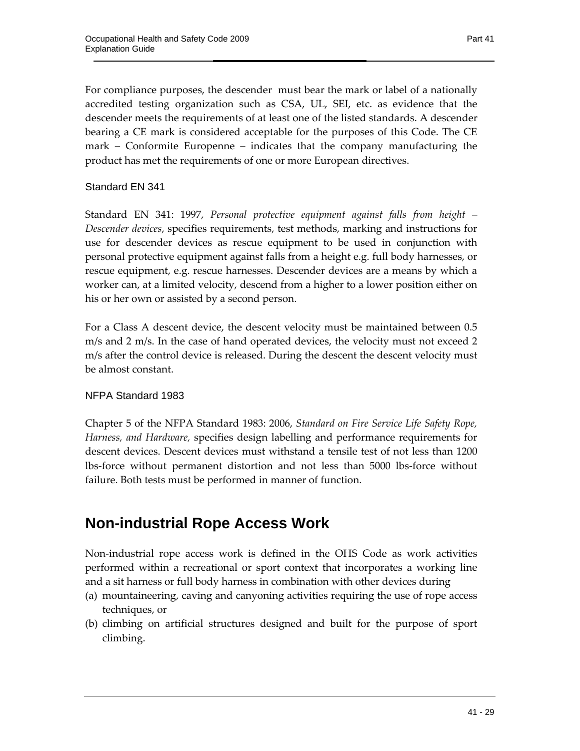For compliance purposes, the descender must bear the mark or label of a nationally accredited testing organization such as CSA, UL, SEI, etc. as evidence that the descender meets the requirements of at least one of the listed standards. A descender bearing a CE mark is considered acceptable for the purposes of this Code. The CE mark – Conformite Europenne – indicates that the company manufacturing the product has met the requirements of one or more European directives.

### Standard EN 341

Standard EN 341: 1997, *Personal protective equipment against falls from height – Descender devices*, specifies requirements, test methods, marking and instructions for use for descender devices as rescue equipment to be used in conjunction with personal protective equipment against falls from a height e.g. full body harnesses, or rescue equipment, e.g. rescue harnesses. Descender devices are a means by which a worker can, at a limited velocity, descend from a higher to a lower position either on his or her own or assisted by a second person.

For a Class A descent device, the descent velocity must be maintained between 0.5 m/s and 2 m/s. In the case of hand operated devices, the velocity must not exceed 2 m/s after the control device is released. During the descent the descent velocity must be almost constant.

### NFPA Standard 1983

Chapter 5 of the NFPA Standard 1983: 2006, *Standard on Fire Service Life Safety Rope, Harness, and Hardware,* specifies design labelling and performance requirements for descent devices. Descent devices must withstand a tensile test of not less than 1200 lbs-force without permanent distortion and not less than 5000 lbs-force without failure. Both tests must be performed in manner of function.

## Non-industrial Rope Access Work

Non-industrial rope access work is defined in the OHS Code as work activities performed within a recreational or sport context that incorporates a working line and a sit harness or full body harness in combination with other devices during

(a) mountaineering, caving and canyoning activities requiring the use of rope access techniques, or

(b) climbing on artificial structures designed and built for the purpose of sport climbing.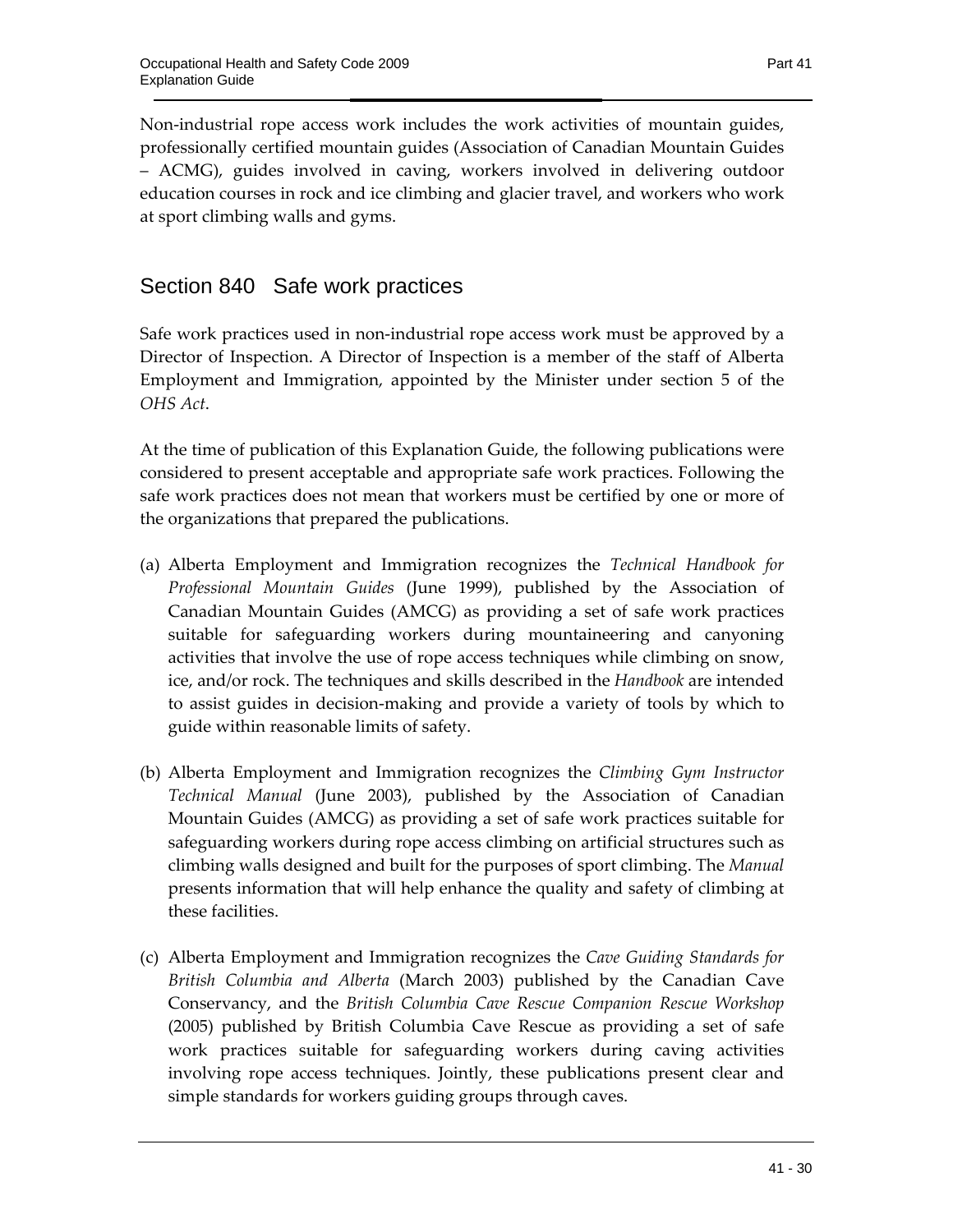Non-industrial rope access work includes the work activities of mountain guides, professionally certified mountain guides (Association of Canadian Mountain Guides – ACMG), guides involved in caving, workers involved in delivering outdoor education courses in rock and ice climbing and glacier travel, and workers who work at sport climbing walls and gyms.

## Section 840 Safe work practices

Safe work practices used in non-industrial rope access work must be approved by a Director of Inspection. A Director of Inspection is a member of the staff of Alberta Employment and Immigration, appointed by the Minister under section 5 of the *OHS Act*.

At the time of publication of this Explanation Guide, the following publications were considered to present acceptable and appropriate safe work practices. Following the safe work practices does not mean that workers must be certified by one or more of the organizations that prepared the publications.

(a) Alberta Employment and Immigration recognizes the *Technical Handbook for Professional Mountain Guides* (June 1999), published by the Association of Canadian Mountain Guides (AMCG) as providing a set of safe work practices suitable for safeguarding workers during mountaineering and canyoning activities that involve the use of rope access techniques while climbing on snow, ice, and/or rock. The techniques and skills described in the *Handbook* are intended to assist guides in decision-making and provide a variety of tools by which to guide within reasonable limits of safety.

(b) Alberta Employment and Immigration recognizes the *Climbing Gym Instructor Technical Manual* (June 2003), published by the Association of Canadian Mountain Guides (AMCG) as providing a set of safe work practices suitable for safeguarding workers during rope access climbing on artificial structures such as climbing walls designed and built for the purposes of sport climbing. The *Manual* presents information that will help enhance the quality and safety of climbing at these facilities.

(c) Alberta Employment and Immigration recognizes the *Cave Guiding Standards for British Columbia and Alberta* (March 2003) published by the Canadian Cave Conservancy, and the *British Columbia Cave Rescue Companion Rescue Workshop* (2005) published by British Columbia Cave Rescue as providing a set of safe work practices suitable for safeguarding workers during caving activities involving rope access techniques. Jointly, these publications present clear and simple standards for workers guiding groups through caves.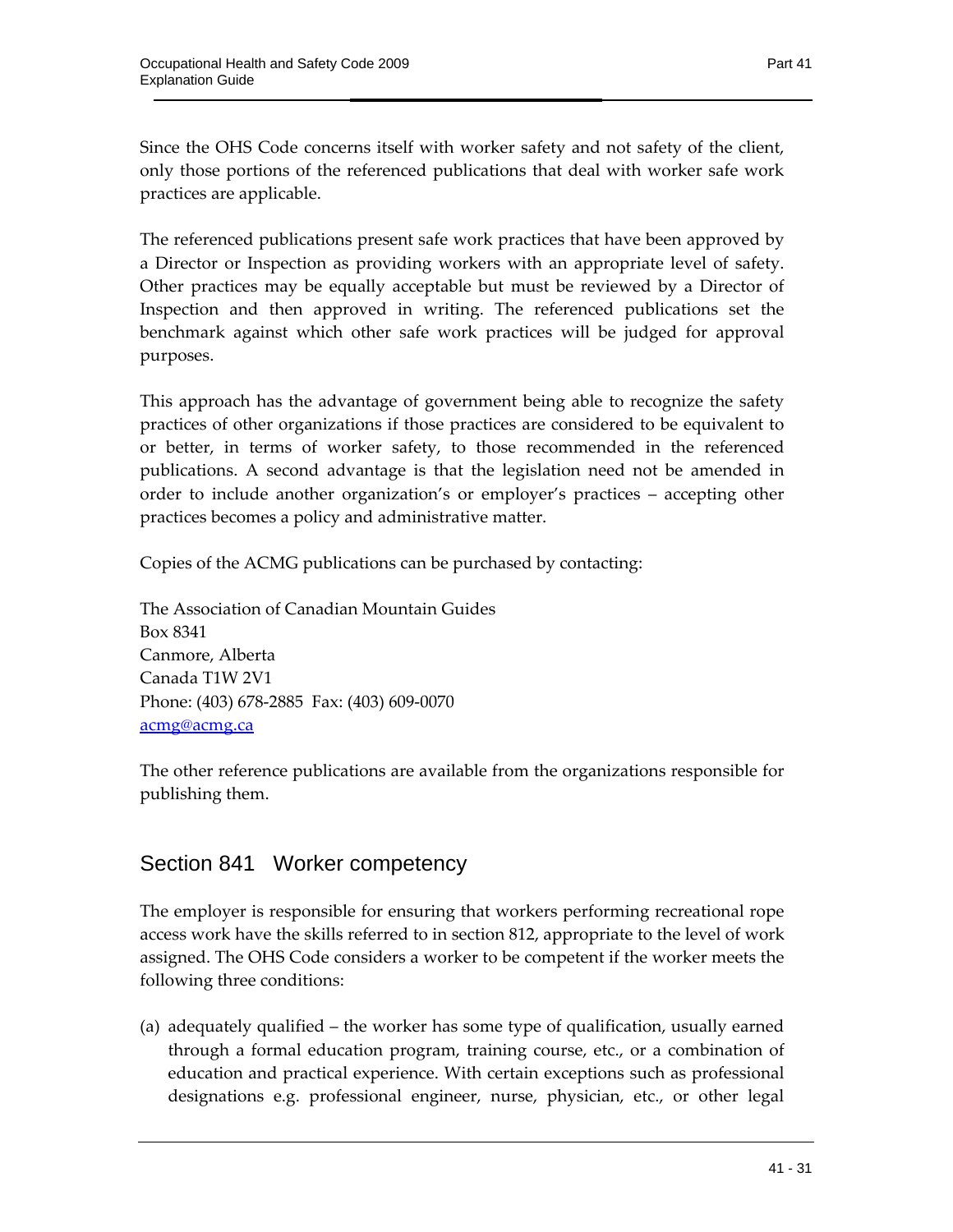Since the OHS Code concerns itself with worker safety and not safety of the client, only those portions of the referenced publications that deal with worker safe work practices are applicable.

The referenced publications present safe work practices that have been approved by a Director or Inspection as providing workers with an appropriate level of safety. Other practices may be equally acceptable but must be reviewed by a Director of Inspection and then approved in writing. The referenced publications set the benchmark against which other safe work practices will be judged for approval purposes.

This approach has the advantage of government being able to recognize the safety practices of other organizations if those practices are considered to be equivalent to or better, in terms of worker safety, to those recommended in the referenced publications. A second advantage is that the legislation need not be amended in order to include another organization's or employer's practices – accepting other practices becomes a policy and administrative matter.

Copies of the ACMG publications can be purchased by contacting:

The Association of Canadian Mountain Guides
Box 8341
Canmore, Alberta
Canada T1W 2V1
Phone: (403) 678-2885 Fax: (403) 609-0070
acmg@acmg.ca

The other reference publications are available from the organizations responsible for publishing them.

## Section 841 Worker competency

The employer is responsible for ensuring that workers performing recreational rope access work have the skills referred to in section 812, appropriate to the level of work assigned. The OHS Code considers a worker to be competent if the worker meets the following three conditions:

(a) adequately qualified – the worker has some type of qualification, usually earned through a formal education program, training course, etc., or a combination of education and practical experience. With certain exceptions such as professional designations e.g. professional engineer, nurse, physician, etc., or other legal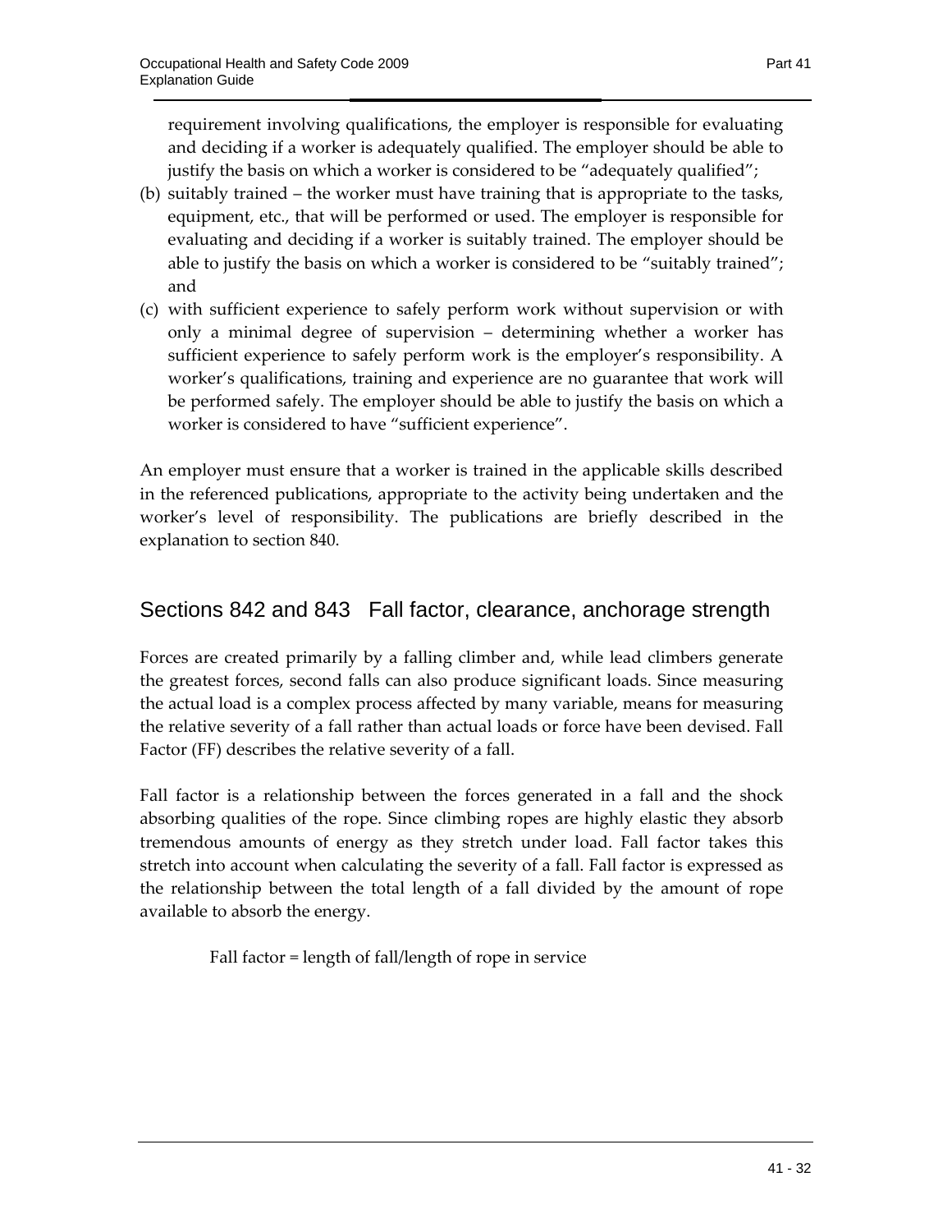requirement involving qualifications, the employer is responsible for evaluating and deciding if a worker is adequately qualified. The employer should be able to justify the basis on which a worker is considered to be "adequately qualified";

(b) suitably trained – the worker must have training that is appropriate to the tasks, equipment, etc., that will be performed or used. The employer is responsible for evaluating and deciding if a worker is suitably trained. The employer should be able to justify the basis on which a worker is considered to be "suitably trained"; and

(c) with sufficient experience to safely perform work without supervision or with only a minimal degree of supervision – determining whether a worker has sufficient experience to safely perform work is the employer's responsibility. A worker's qualifications, training and experience are no guarantee that work will be performed safely. The employer should be able to justify the basis on which a worker is considered to have "sufficient experience".

An employer must ensure that a worker is trained in the applicable skills described in the referenced publications, appropriate to the activity being undertaken and the worker's level of responsibility. The publications are briefly described in the explanation to section 840.

## Sections 842 and 843 Fall factor, clearance, anchorage strength

Forces are created primarily by a falling climber and, while lead climbers generate the greatest forces, second falls can also produce significant loads. Since measuring the actual load is a complex process affected by many variable, means for measuring the relative severity of a fall rather than actual loads or force have been devised. Fall Factor (FF) describes the relative severity of a fall.

Fall factor is a relationship between the forces generated in a fall and the shock absorbing qualities of the rope. Since climbing ropes are highly elastic they absorb tremendous amounts of energy as they stretch under load. Fall factor takes this stretch into account when calculating the severity of a fall. Fall factor is expressed as the relationship between the total length of a fall divided by the amount of rope available to absorb the energy.

Fall factor = length of fall/length of rope in service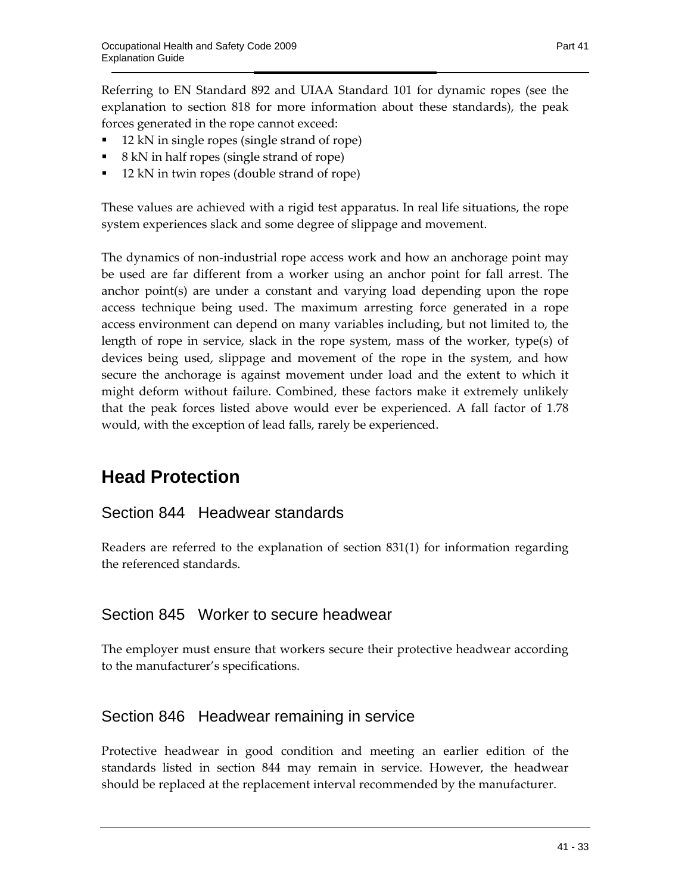Referring to EN Standard 892 and UIAA Standard 101 for dynamic ropes (see the explanation to section 818 for more information about these standards), the peak forces generated in the rope cannot exceed:

- 12 kN in single ropes (single strand of rope)
- 8 kN in half ropes (single strand of rope)
- 12 kN in twin ropes (double strand of rope)

These values are achieved with a rigid test apparatus. In real life situations, the rope system experiences slack and some degree of slippage and movement.

The dynamics of non-industrial rope access work and how an anchorage point may be used are far different from a worker using an anchor point for fall arrest. The anchor point(s) are under a constant and varying load depending upon the rope access technique being used. The maximum arresting force generated in a rope access environment can depend on many variables including, but not limited to, the length of rope in service, slack in the rope system, mass of the worker, type(s) of devices being used, slippage and movement of the rope in the system, and how secure the anchorage is against movement under load and the extent to which it might deform without failure. Combined, these factors make it extremely unlikely that the peak forces listed above would ever be experienced. A fall factor of 1.78 would, with the exception of lead falls, rarely be experienced.

# Head Protection

## Section 844 Headwear standards

Readers are referred to the explanation of section 831(1) for information regarding the referenced standards.

## Section 845 Worker to secure headwear

The employer must ensure that workers secure their protective headwear according to the manufacturer's specifications.

## Section 846 Headwear remaining in service

Protective headwear in good condition and meeting an earlier edition of the standards listed in section 844 may remain in service. However, the headwear should be replaced at the replacement interval recommended by the manufacturer.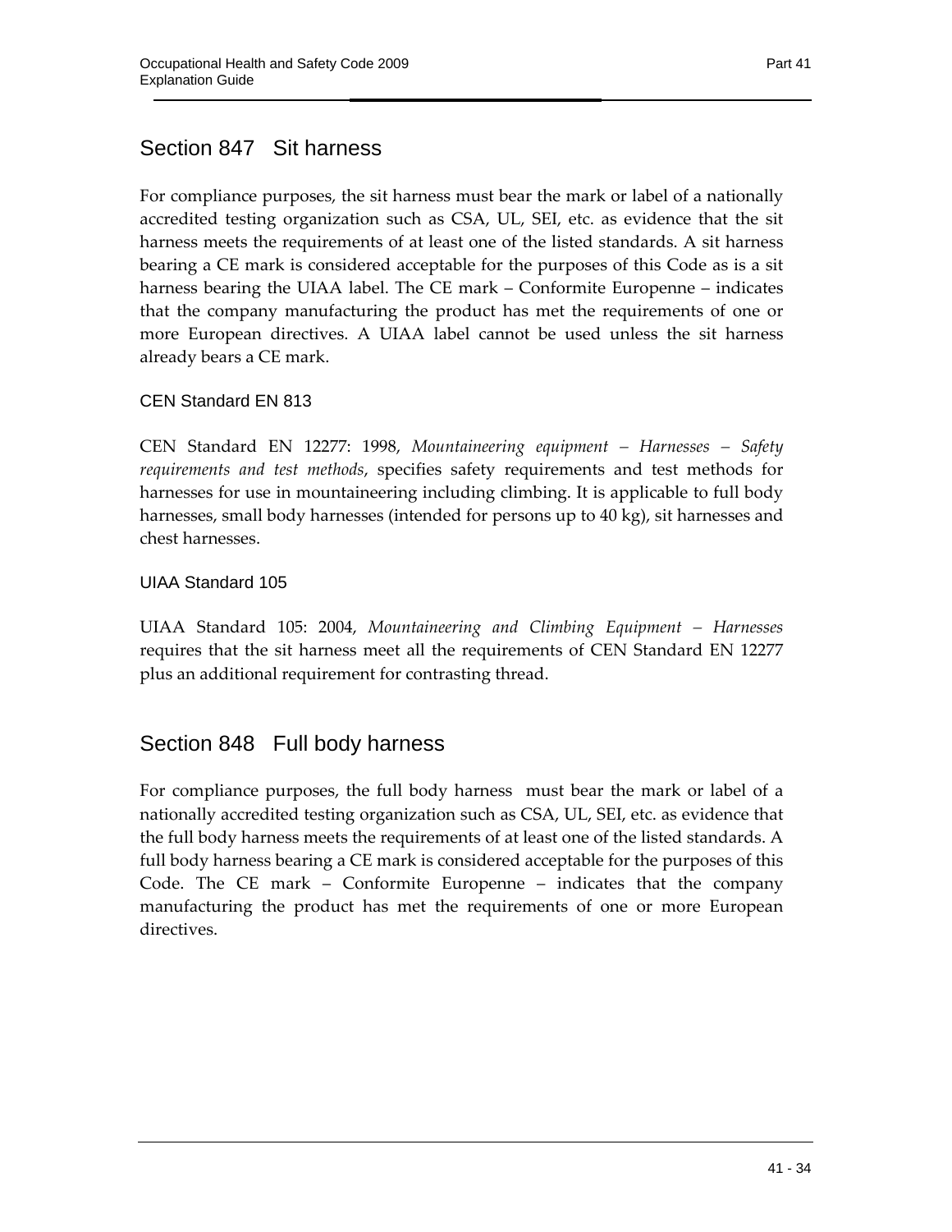## Section 847 Sit harness

For compliance purposes, the sit harness must bear the mark or label of a nationally accredited testing organization such as CSA, UL, SEI, etc. as evidence that the sit harness meets the requirements of at least one of the listed standards. A sit harness bearing a CE mark is considered acceptable for the purposes of this Code as is a sit harness bearing the UIAA label. The CE mark – Conformite Europenne – indicates that the company manufacturing the product has met the requirements of one or more European directives. A UIAA label cannot be used unless the sit harness already bears a CE mark.

### CEN Standard EN 813

CEN Standard EN 12277: 1998, *Mountaineering equipment – Harnesses – Safety requirements and test methods*, specifies safety requirements and test methods for harnesses for use in mountaineering including climbing. It is applicable to full body harnesses, small body harnesses (intended for persons up to 40 kg), sit harnesses and chest harnesses.

### UIAA Standard 105

UIAA Standard 105: 2004, *Mountaineering and Climbing Equipment – Harnesses* requires that the sit harness meet all the requirements of CEN Standard EN 12277 plus an additional requirement for contrasting thread.

## Section 848 Full body harness

For compliance purposes, the full body harness must bear the mark or label of a nationally accredited testing organization such as CSA, UL, SEI, etc. as evidence that the full body harness meets the requirements of at least one of the listed standards. A full body harness bearing a CE mark is considered acceptable for the purposes of this Code. The CE mark – Conformite Europenne – indicates that the company manufacturing the product has met the requirements of one or more European directives.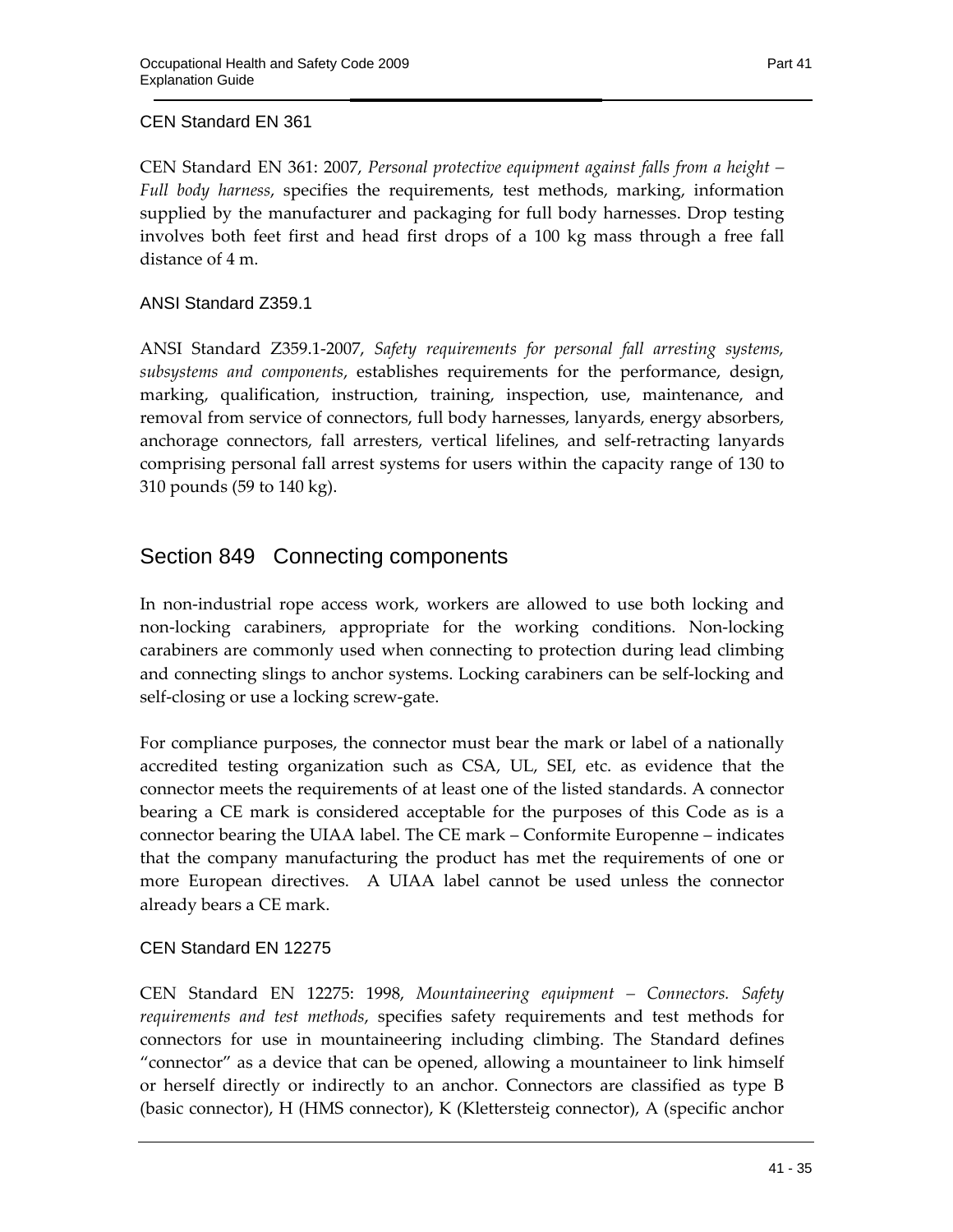### CEN Standard EN 361

CEN Standard EN 361: 2007, *Personal protective equipment against falls from a height – Full body harness*, specifies the requirements, test methods, marking, information supplied by the manufacturer and packaging for full body harnesses. Drop testing involves both feet first and head first drops of a 100 kg mass through a free fall distance of 4 m.

### ANSI Standard Z359.1

ANSI Standard Z359.1-2007, *Safety requirements for personal fall arresting systems, subsystems and components*, establishes requirements for the performance, design, marking, qualification, instruction, training, inspection, use, maintenance, and removal from service of connectors, full body harnesses, lanyards, energy absorbers, anchorage connectors, fall arresters, vertical lifelines, and self-retracting lanyards comprising personal fall arrest systems for users within the capacity range of 130 to 310 pounds (59 to 140 kg).

## Section 849 Connecting components

In non-industrial rope access work, workers are allowed to use both locking and non-locking carabiners, appropriate for the working conditions. Non-locking carabiners are commonly used when connecting to protection during lead climbing and connecting slings to anchor systems. Locking carabiners can be self-locking and self-closing or use a locking screw-gate.

For compliance purposes, the connector must bear the mark or label of a nationally accredited testing organization such as CSA, UL, SEI, etc. as evidence that the connector meets the requirements of at least one of the listed standards. A connector bearing a CE mark is considered acceptable for the purposes of this Code as is a connector bearing the UIAA label. The CE mark – Conformite Europenne – indicates that the company manufacturing the product has met the requirements of one or more European directives. A UIAA label cannot be used unless the connector already bears a CE mark.

### CEN Standard EN 12275

CEN Standard EN 12275: 1998, *Mountaineering equipment – Connectors. Safety requirements and test methods*, specifies safety requirements and test methods for connectors for use in mountaineering including climbing. The Standard defines "connector" as a device that can be opened, allowing a mountaineer to link himself or herself directly or indirectly to an anchor. Connectors are classified as type B (basic connector), H (HMS connector), K (Klettersteig connector), A (specific anchor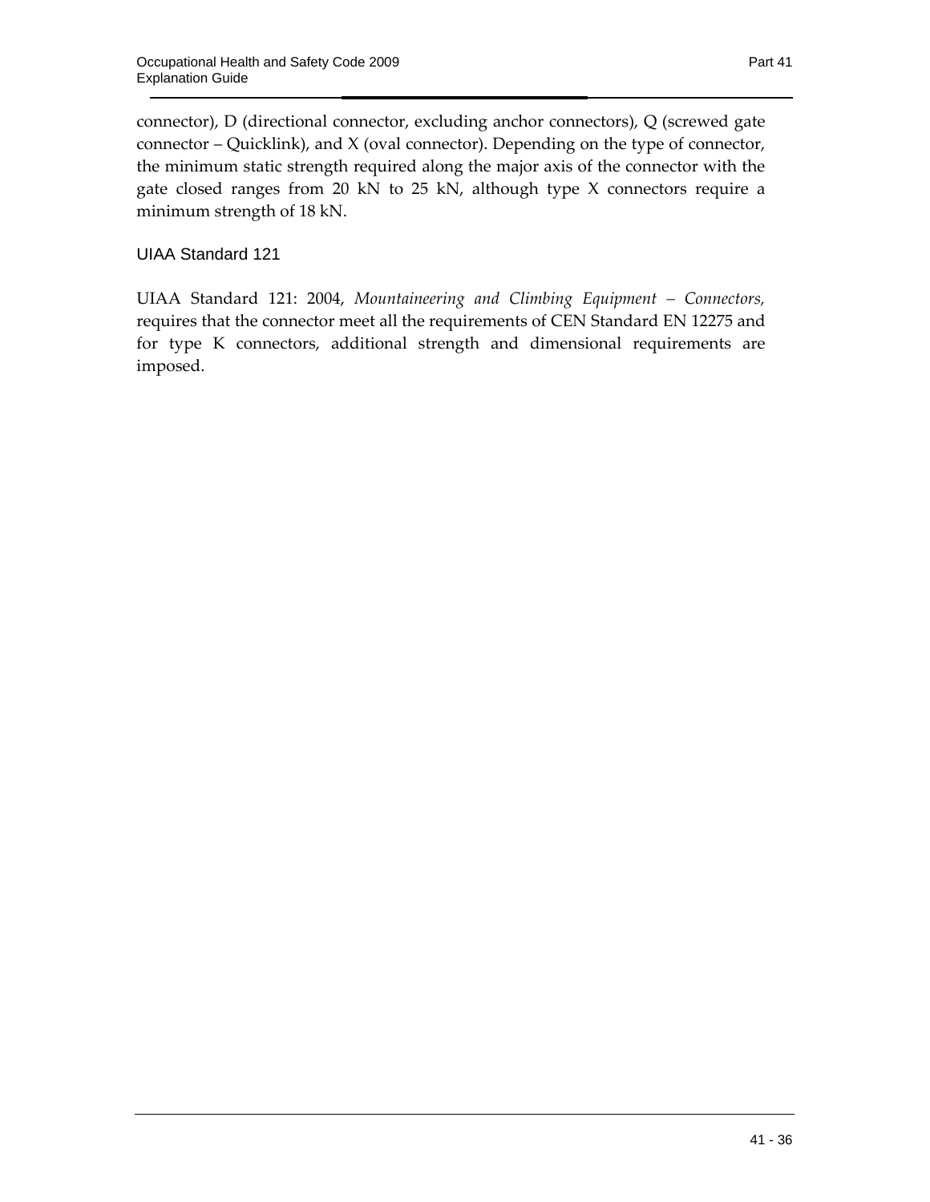connector), D (directional connector, excluding anchor connectors), Q (screwed gate connector – Quicklink), and X (oval connector). Depending on the type of connector, the minimum static strength required along the major axis of the connector with the gate closed ranges from 20 kN to 25 kN, although type X connectors require a minimum strength of 18 kN.

### UIAA Standard 121

UIAA Standard 121: 2004, *Mountaineering and Climbing Equipment – Connectors,* requires that the connector meet all the requirements of CEN Standard EN 12275 and for type K connectors, additional strength and dimensional requirements are imposed.